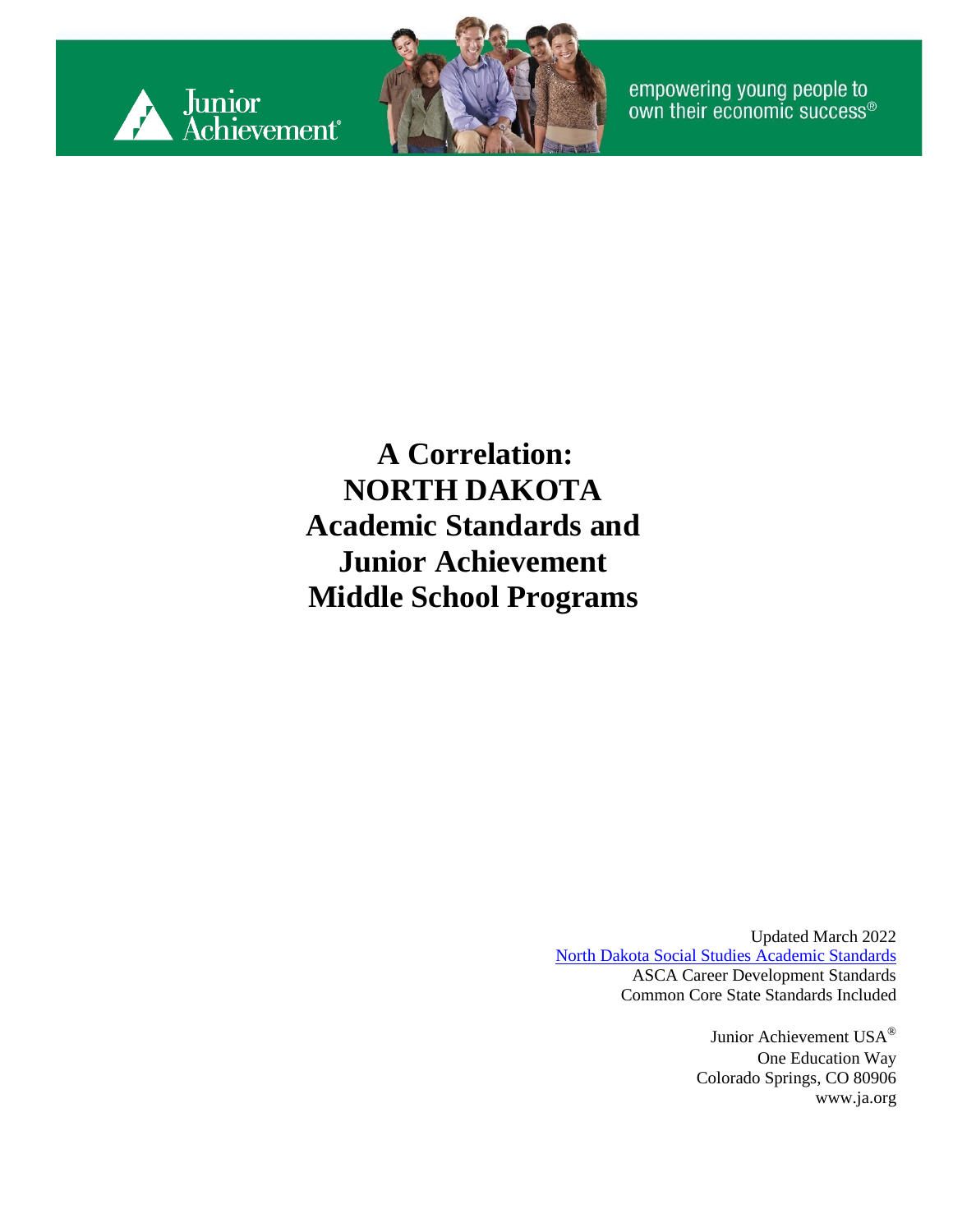Junior Achievement

empowering young people to own their economic success®

# A Correlation: NORTH DAKOTA Academic Standards and Junior Achievement Middle School Programs

Updated March 2022
North Dakota Social Studies Academic Standards
ASCA Career Development Standards
Common Core State Standards Included

Junior Achievement USA®
One Education Way
Colorado Springs, CO 80906
www.ja.org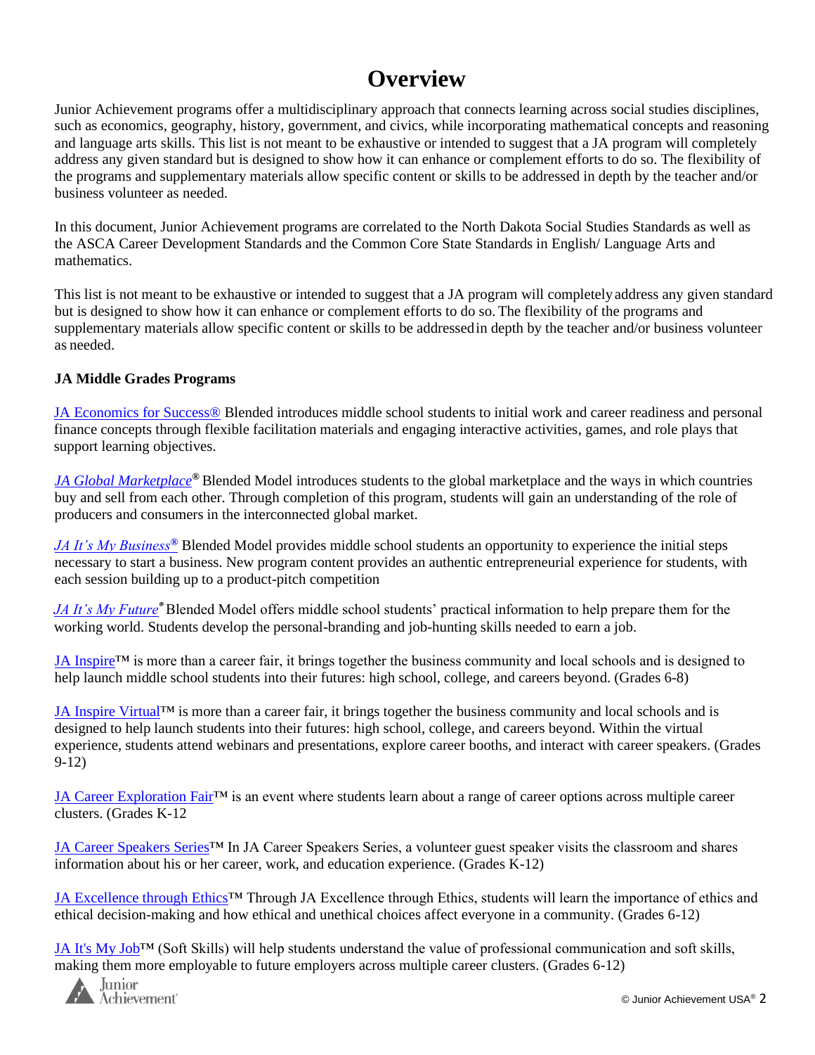# Overview

Junior Achievement programs offer a multidisciplinary approach that connects learning across social studies disciplines, such as economics, geography, history, government, and civics, while incorporating mathematical concepts and reasoning and language arts skills. This list is not meant to be exhaustive or intended to suggest that a JA program will completely address any given standard but is designed to show how it can enhance or complement efforts to do so. The flexibility of the programs and supplementary materials allow specific content or skills to be addressed in depth by the teacher and/or business volunteer as needed.

In this document, Junior Achievement programs are correlated to the North Dakota Social Studies Standards as well as the ASCA Career Development Standards and the Common Core State Standards in English/ Language Arts and mathematics.

This list is not meant to be exhaustive or intended to suggest that a JA program will completely address any given standard but is designed to show how it can enhance or complement efforts to do so. The flexibility of the programs and supplementary materials allow specific content or skills to be addressed in depth by the teacher and/or business volunteer as needed.

**JA Middle Grades Programs**

JA Economics for Success® Blended introduces middle school students to initial work and career readiness and personal finance concepts through flexible facilitation materials and engaging interactive activities, games, and role plays that support learning objectives.

*JA Global Marketplace*® Blended Model introduces students to the global marketplace and the ways in which countries buy and sell from each other. Through completion of this program, students will gain an understanding of the role of producers and consumers in the interconnected global market.

*JA It's My Business*® Blended Model provides middle school students an opportunity to experience the initial steps necessary to start a business. New program content provides an authentic entrepreneurial experience for students, with each session building up to a product-pitch competition

*JA It's My Future*® Blended Model offers middle school students' practical information to help prepare them for the working world. Students develop the personal-branding and job-hunting skills needed to earn a job.

JA Inspire™ is more than a career fair, it brings together the business community and local schools and is designed to help launch middle school students into their futures: high school, college, and careers beyond. (Grades 6-8)

JA Inspire Virtual™ is more than a career fair, it brings together the business community and local schools and is designed to help launch students into their futures: high school, college, and careers beyond. Within the virtual experience, students attend webinars and presentations, explore career booths, and interact with career speakers. (Grades 9-12)

JA Career Exploration Fair™ is an event where students learn about a range of career options across multiple career clusters. (Grades K-12

JA Career Speakers Series™ In JA Career Speakers Series, a volunteer guest speaker visits the classroom and shares information about his or her career, work, and education experience. (Grades K-12)

JA Excellence through Ethics™ Through JA Excellence through Ethics, students will learn the importance of ethics and ethical decision-making and how ethical and unethical choices affect everyone in a community. (Grades 6-12)

JA It's My Job™ (Soft Skills) will help students understand the value of professional communication and soft skills, making them more employable to future employers across multiple career clusters. (Grades 6-12)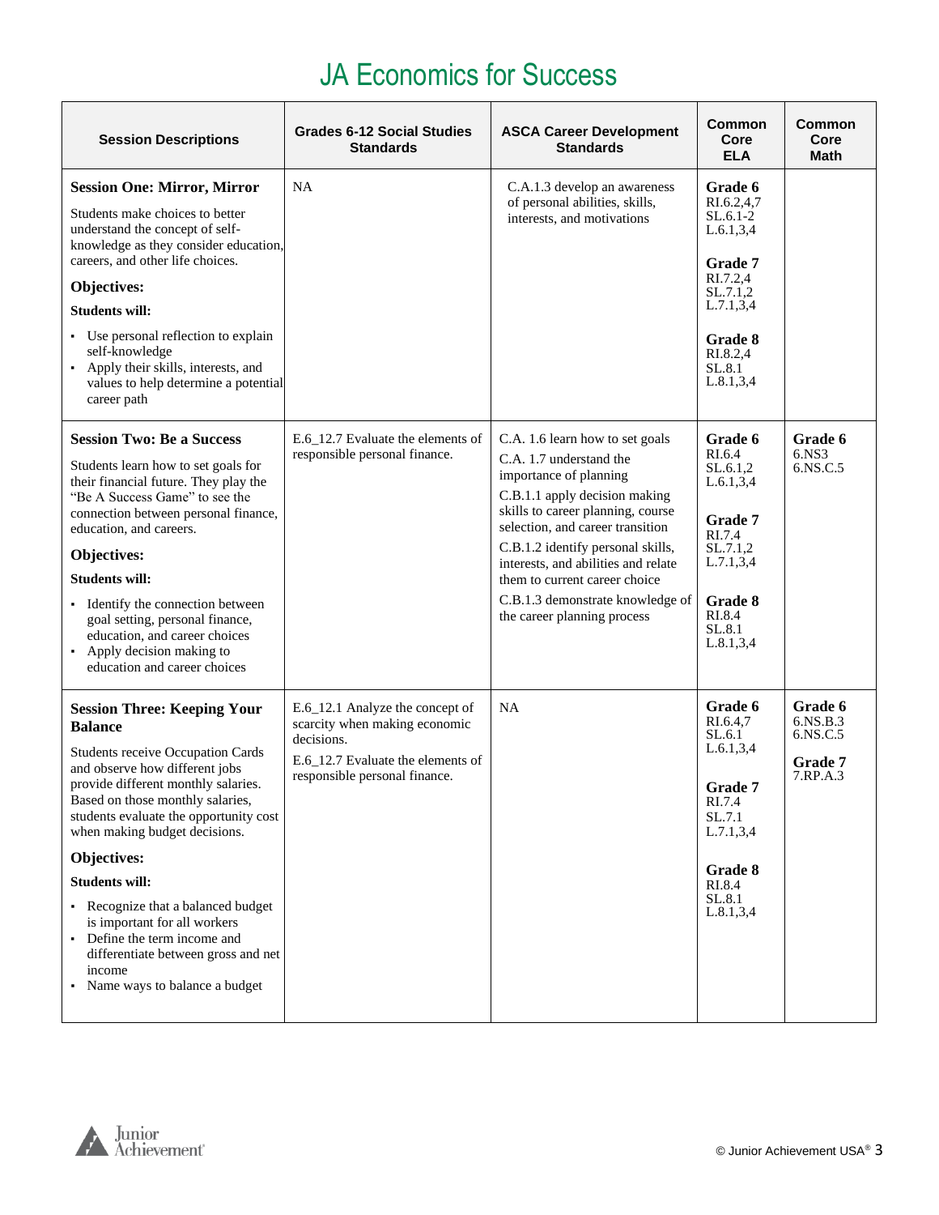# JA Economics for Success

| Session Descriptions | Grades 6-12 Social Studies Standards | ASCA Career Development Standards | Common Core ELA | Common Core Math |
|---|---|---|---|---|
| **Session One: Mirror, Mirror**<br>Students make choices to better understand the concept of self-knowledge as they consider education, careers, and other life choices.<br>**Objectives:**<br>**Students will:**<br>▪ Use personal reflection to explain self-knowledge<br>▪ Apply their skills, interests, and values to help determine a potential career path | NA | C.A.1.3 develop an awareness of personal abilities, skills, interests, and motivations | **Grade 6**<br>RI.6.2,4,7<br>SL.6.1-2<br>L.6.1,3,4<br>**Grade 7**<br>RI.7.2,4<br>SL.7.1,2<br>L.7.1,3,4<br>**Grade 8**<br>RI.8.2,4<br>SL.8.1<br>L.8.1,3,4 | |
| **Session Two: Be a Success**<br>Students learn how to set goals for their financial future. They play the "Be A Success Game" to see the connection between personal finance, education, and careers.<br>**Objectives:**<br>**Students will:**<br>▪ Identify the connection between goal setting, personal finance, education, and career choices<br>▪ Apply decision making to education and career choices | E.6_12.7 Evaluate the elements of responsible personal finance. | C.A. 1.6 learn how to set goals<br>C.A. 1.7 understand the importance of planning<br>C.B.1.1 apply decision making skills to career planning, course selection, and career transition<br>C.B.1.2 identify personal skills, interests, and abilities and relate them to current career choice<br>C.B.1.3 demonstrate knowledge of the career planning process | **Grade 6**<br>RI.6.4<br>SL.6.1,2<br>L.6.1,3,4<br>**Grade 7**<br>RI.7.4<br>SL.7.1,2<br>L.7.1,3,4<br>**Grade 8**<br>RI.8.4<br>SL.8.1<br>L.8.1,3,4 | **Grade 6**<br>6.NS3<br>6.NS.C.5 |
| **Session Three: Keeping Your Balance**<br>Students receive Occupation Cards and observe how different jobs provide different monthly salaries. Based on those monthly salaries, students evaluate the opportunity cost when making budget decisions.<br>**Objectives:**<br>**Students will:**<br>▪ Recognize that a balanced budget is important for all workers<br>▪ Define the term income and differentiate between gross and net income<br>▪ Name ways to balance a budget | E.6_12.1 Analyze the concept of scarcity when making economic decisions.<br>E.6_12.7 Evaluate the elements of responsible personal finance. | NA | **Grade 6**<br>RI.6.4,7<br>SL.6.1<br>L.6.1,3,4<br>**Grade 7**<br>RI.7.4<br>SL.7.1<br>L.7.1,3,4<br>**Grade 8**<br>RI.8.4<br>SL.8.1<br>L.8.1,3,4 | **Grade 6**<br>6.NS.B.3<br>6.NS.C.5<br>**Grade 7**<br>7.RP.A.3 |

© Junior Achievement USA®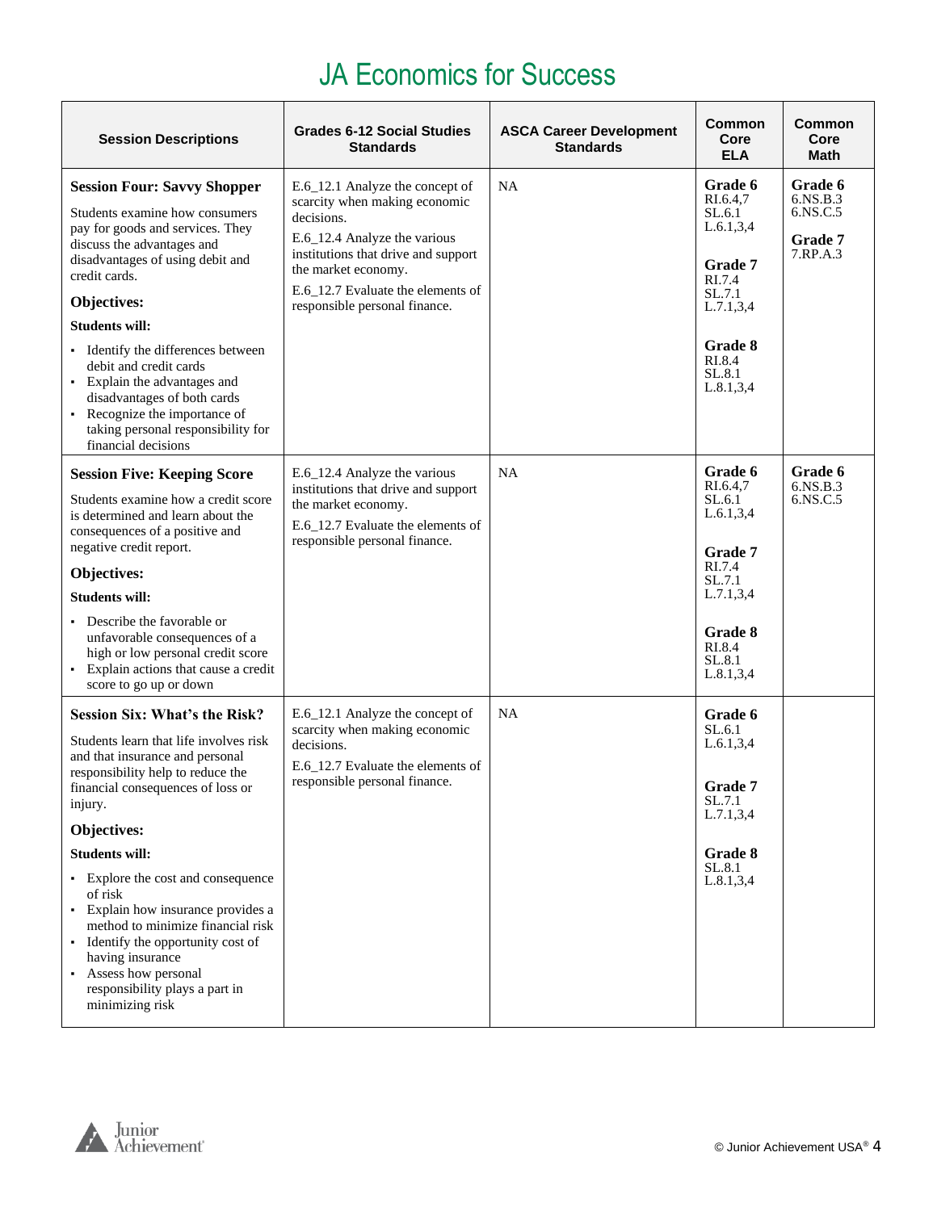# JA Economics for Success

| Session Descriptions | Grades 6-12 Social Studies Standards | ASCA Career Development Standards | Common Core ELA | Common Core Math |
|---|---|---|---|---|
| **Session Four: Savvy Shopper**<br>Students examine how consumers pay for goods and services. They discuss the advantages and disadvantages of using debit and credit cards.<br>**Objectives:**<br>**Students will:**<br>▪ Identify the differences between debit and credit cards<br>▪ Explain the advantages and disadvantages of both cards<br>▪ Recognize the importance of taking personal responsibility for financial decisions | E.6_12.1 Analyze the concept of scarcity when making economic decisions.<br>E.6_12.4 Analyze the various institutions that drive and support the market economy.<br>E.6_12.7 Evaluate the elements of responsible personal finance. | NA | **Grade 6**<br>RI.6.4,7<br>SL.6.1<br>L.6.1,3,4<br>**Grade 7**<br>RI.7.4<br>SL.7.1<br>L.7.1,3,4<br>**Grade 8**<br>RI.8.4<br>SL.8.1<br>L.8.1,3,4 | **Grade 6**<br>6.NS.B.3<br>6.NS.C.5<br>**Grade 7**<br>7.RP.A.3 |
| **Session Five: Keeping Score**<br>Students examine how a credit score is determined and learn about the consequences of a positive and negative credit report.<br>**Objectives:**<br>**Students will:**<br>▪ Describe the favorable or unfavorable consequences of a high or low personal credit score<br>▪ Explain actions that cause a credit score to go up or down | E.6_12.4 Analyze the various institutions that drive and support the market economy.<br>E.6_12.7 Evaluate the elements of responsible personal finance. | NA | **Grade 6**<br>RI.6.4,7<br>SL.6.1<br>L.6.1,3,4<br>**Grade 7**<br>RI.7.4<br>SL.7.1<br>L.7.1,3,4<br>**Grade 8**<br>RI.8.4<br>SL.8.1<br>L.8.1,3,4 | **Grade 6**<br>6.NS.B.3<br>6.NS.C.5 |
| **Session Six: What's the Risk?**<br>Students learn that life involves risk and that insurance and personal responsibility help to reduce the financial consequences of loss or injury.<br>**Objectives:**<br>**Students will:**<br>▪ Explore the cost and consequence of risk<br>▪ Explain how insurance provides a method to minimize financial risk<br>▪ Identify the opportunity cost of having insurance<br>▪ Assess how personal responsibility plays a part in minimizing risk | E.6_12.1 Analyze the concept of scarcity when making economic decisions.<br>E.6_12.7 Evaluate the elements of responsible personal finance. | NA | **Grade 6**<br>SL.6.1<br>L.6.1,3,4<br>**Grade 7**<br>SL.7.1<br>L.7.1,3,4<br>**Grade 8**<br>SL.8.1<br>L.8.1,3,4 | |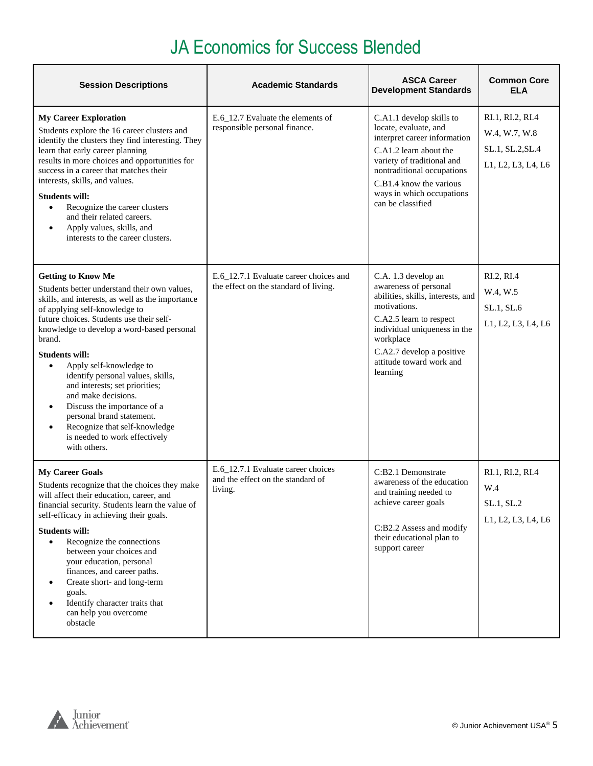# JA Economics for Success Blended

| Session Descriptions | Academic Standards | ASCA Career Development Standards | Common Core ELA |
|---|---|---|---|
| **My Career Exploration**<br>Students explore the 16 career clusters and identify the clusters they find interesting. They learn that early career planning results in more choices and opportunities for success in a career that matches their interests, skills, and values.<br>**Students will:**<br>• Recognize the career clusters and their related careers.<br>• Apply values, skills, and interests to the career clusters. | E.6_12.7 Evaluate the elements of responsible personal finance. | C.A1.1 develop skills to locate, evaluate, and interpret career information<br>C.A1.2 learn about the variety of traditional and nontraditional occupations<br>C.B1.4 know the various ways in which occupations can be classified | RI.1, RI.2, RI.4<br>W.4, W.7, W.8<br>SL.1, SL.2,SL.4<br>L1, L2, L3, L4, L6 |
| **Getting to Know Me**<br>Students better understand their own values, skills, and interests, as well as the importance of applying self-knowledge to future choices. Students use their self-knowledge to develop a word-based personal brand.<br>**Students will:**<br>• Apply self-knowledge to identify personal values, skills, and interests; set priorities; and make decisions.<br>• Discuss the importance of a personal brand statement.<br>• Recognize that self-knowledge is needed to work effectively with others. | E.6_12.7.1 Evaluate career choices and the effect on the standard of living. | C.A. 1.3 develop an awareness of personal abilities, skills, interests, and motivations.<br>C.A2.5 learn to respect individual uniqueness in the workplace<br>C.A2.7 develop a positive attitude toward work and learning | RI.2, RI.4<br>W.4, W.5<br>SL.1, SL.6<br>L1, L2, L3, L4, L6 |
| **My Career Goals**<br>Students recognize that the choices they make will affect their education, career, and financial security. Students learn the value of self-efficacy in achieving their goals.<br>**Students will:**<br>• Recognize the connections between your choices and your education, personal finances, and career paths.<br>• Create short- and long-term goals.<br>• Identify character traits that can help you overcome obstacle | E.6_12.7.1 Evaluate career choices and the effect on the standard of living. | C:B2.1 Demonstrate awareness of the education and training needed to achieve career goals<br>C:B2.2 Assess and modify their educational plan to support career | RI.1, RI.2, RI.4<br>W.4<br>SL.1, SL.2<br>L1, L2, L3, L4, L6 |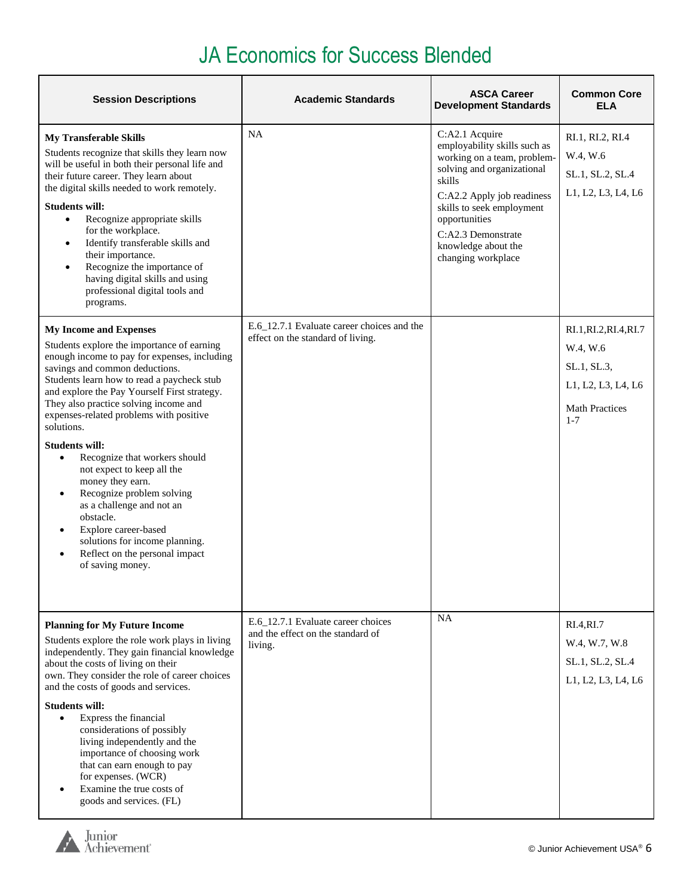# JA Economics for Success Blended

| Session Descriptions | Academic Standards | ASCA Career Development Standards | Common Core ELA |
|---|---|---|---|
| **My Transferable Skills**<br>Students recognize that skills they learn now will be useful in both their personal life and their future career. They learn about the digital skills needed to work remotely.<br>**Students will:**<br>• Recognize appropriate skills for the workplace.<br>• Identify transferable skills and their importance.<br>• Recognize the importance of having digital skills and using professional digital tools and programs. | NA | C:A2.1 Acquire employability skills such as working on a team, problem-solving and organizational skills<br>C:A2.2 Apply job readiness skills to seek employment opportunities<br>C:A2.3 Demonstrate knowledge about the changing workplace | RI.1, RI.2, RI.4<br>W.4, W.6<br>SL.1, SL.2, SL.4<br>L1, L2, L3, L4, L6 |
| **My Income and Expenses**<br>Students explore the importance of earning enough income to pay for expenses, including savings and common deductions. Students learn how to read a paycheck stub and explore the Pay Yourself First strategy. They also practice solving income and expenses-related problems with positive solutions.<br>**Students will:**<br>• Recognize that workers should not expect to keep all the money they earn.<br>• Recognize problem solving as a challenge and not an obstacle.<br>• Explore career-based solutions for income planning.<br>• Reflect on the personal impact of saving money. | E.6_12.7.1 Evaluate career choices and the effect on the standard of living. | | RI.1,RI.2,RI.4,RI.7<br>W.4, W.6<br>SL.1, SL.3,<br>L1, L2, L3, L4, L6<br>Math Practices 1-7 |
| **Planning for My Future Income**<br>Students explore the role work plays in living independently. They gain financial knowledge about the costs of living on their own. They consider the role of career choices and the costs of goods and services.<br>**Students will:**<br>• Express the financial considerations of possibly living independently and the importance of choosing work that can earn enough to pay for expenses. (WCR)<br>• Examine the true costs of goods and services. (FL) | E.6_12.7.1 Evaluate career choices and the effect on the standard of living. | NA | RI.4,RI.7<br>W.4, W.7, W.8<br>SL.1, SL.2, SL.4<br>L1, L2, L3, L4, L6 |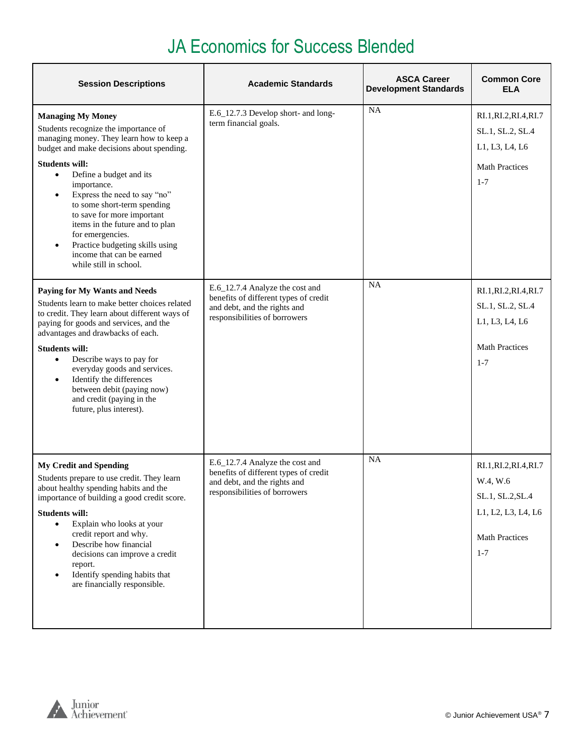# JA Economics for Success Blended

| Session Descriptions | Academic Standards | ASCA Career Development Standards | Common Core ELA |
|---|---|---|---|
| **Managing My Money**<br>Students recognize the importance of managing money. They learn how to keep a budget and make decisions about spending.<br>**Students will:**<br>• Define a budget and its importance.<br>• Express the need to say "no" to some short-term spending to save for more important items in the future and to plan for emergencies.<br>• Practice budgeting skills using income that can be earned while still in school. | E.6_12.7.3 Develop short- and long-term financial goals. | NA | RI.1,RI.2,RI.4,RI.7<br>SL.1, SL.2, SL.4<br>L1, L3, L4, L6<br>Math Practices<br>1-7 |
| **Paying for My Wants and Needs**<br>Students learn to make better choices related to credit. They learn about different ways of paying for goods and services, and the advantages and drawbacks of each.<br>**Students will:**<br>• Describe ways to pay for everyday goods and services.<br>• Identify the differences between debit (paying now) and credit (paying in the future, plus interest). | E.6_12.7.4 Analyze the cost and benefits of different types of credit and debt, and the rights and responsibilities of borrowers | NA | RI.1,RI.2,RI.4,RI.7<br>SL.1, SL.2, SL.4<br>L1, L3, L4, L6<br>Math Practices<br>1-7 |
| **My Credit and Spending**<br>Students prepare to use credit. They learn about healthy spending habits and the importance of building a good credit score.<br>**Students will:**<br>• Explain who looks at your credit report and why.<br>• Describe how financial decisions can improve a credit report.<br>• Identify spending habits that are financially responsible. | E.6_12.7.4 Analyze the cost and benefits of different types of credit and debt, and the rights and responsibilities of borrowers | NA | RI.1,RI.2,RI.4,RI.7<br>W.4, W.6<br>SL.1, SL.2,SL.4<br>L1, L2, L3, L4, L6<br>Math Practices<br>1-7 |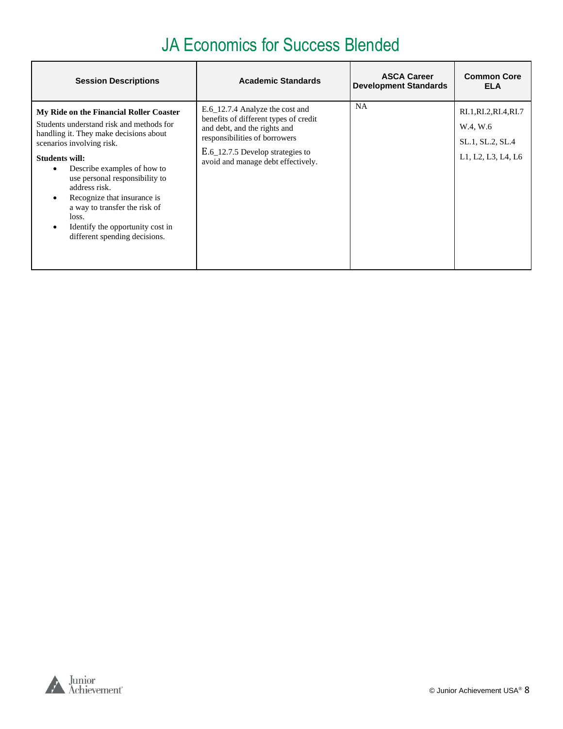# JA Economics for Success Blended

| Session Descriptions | Academic Standards | ASCA Career Development Standards | Common Core ELA |
|---|---|---|---|
| **My Ride on the Financial Roller Coaster**<br>Students understand risk and methods for handling it. They make decisions about scenarios involving risk.<br>**Students will:**<br>• Describe examples of how to use personal responsibility to address risk.<br>• Recognize that insurance is a way to transfer the risk of loss.<br>• Identify the opportunity cost in different spending decisions. | E.6_12.7.4 Analyze the cost and benefits of different types of credit and debt, and the rights and responsibilities of borrowers<br>E.6_12.7.5 Develop strategies to avoid and manage debt effectively. | NA | RI.1,RI.2,RI.4,RI.7<br>W.4, W.6<br>SL.1, SL.2, SL.4<br>L1, L2, L3, L4, L6 |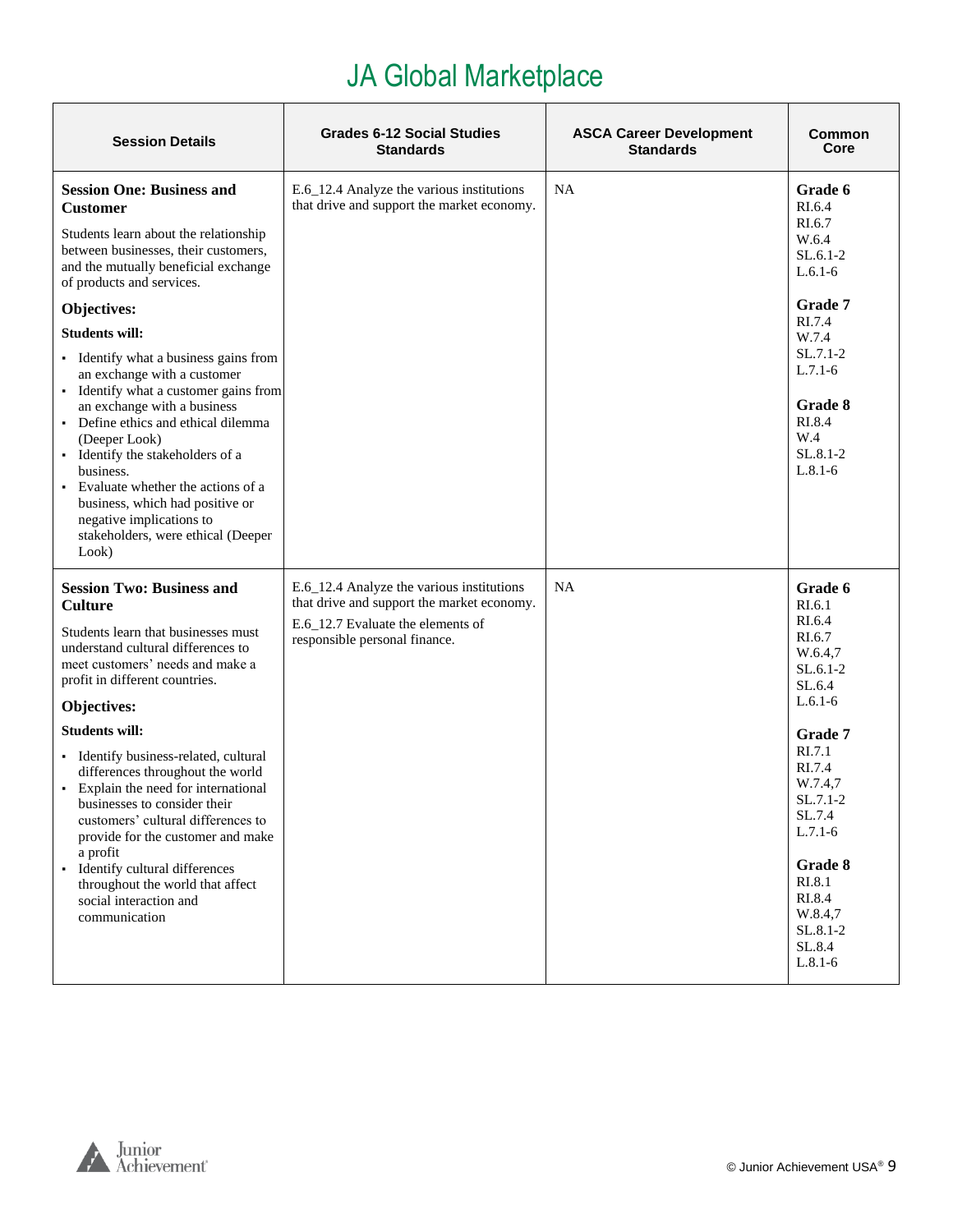# JA Global Marketplace

| Session Details | Grades 6-12 Social Studies Standards | ASCA Career Development Standards | Common Core |
|---|---|---|---|
| **Session One: Business and Customer**<br><br>Students learn about the relationship between businesses, their customers, and the mutually beneficial exchange of products and services.<br><br>**Objectives:**<br><br>**Students will:**<br><br>• Identify what a business gains from an exchange with a customer<br>• Identify what a customer gains from an exchange with a business<br>• Define ethics and ethical dilemma (Deeper Look)<br>• Identify the stakeholders of a business.<br>• Evaluate whether the actions of a business, which had positive or negative implications to stakeholders, were ethical (Deeper Look) | E.6_12.4 Analyze the various institutions that drive and support the market economy. | NA | **Grade 6**<br>RI.6.4<br>RI.6.7<br>W.6.4<br>SL.6.1-2<br>L.6.1-6<br><br>**Grade 7**<br>RI.7.4<br>W.7.4<br>SL.7.1-2<br>L.7.1-6<br><br>**Grade 8**<br>RI.8.4<br>W.4<br>SL.8.1-2<br>L.8.1-6 |
| **Session Two: Business and Culture**<br><br>Students learn that businesses must understand cultural differences to meet customers' needs and make a profit in different countries.<br><br>**Objectives:**<br><br>**Students will:**<br><br>• Identify business-related, cultural differences throughout the world<br>• Explain the need for international businesses to consider their customers' cultural differences to provide for the customer and make a profit<br>• Identify cultural differences throughout the world that affect social interaction and communication | E.6_12.4 Analyze the various institutions that drive and support the market economy.<br><br>E.6_12.7 Evaluate the elements of responsible personal finance. | NA | **Grade 6**<br>RI.6.1<br>RI.6.4<br>RI.6.7<br>W.6.4,7<br>SL.6.1-2<br>SL.6.4<br>L.6.1-6<br><br>**Grade 7**<br>RI.7.1<br>RI.7.4<br>W.7.4,7<br>SL.7.1-2<br>SL.7.4<br>L.7.1-6<br><br>**Grade 8**<br>RI.8.1<br>RI.8.4<br>W.8.4,7<br>SL.8.1-2<br>SL.8.4<br>L.8.1-6 |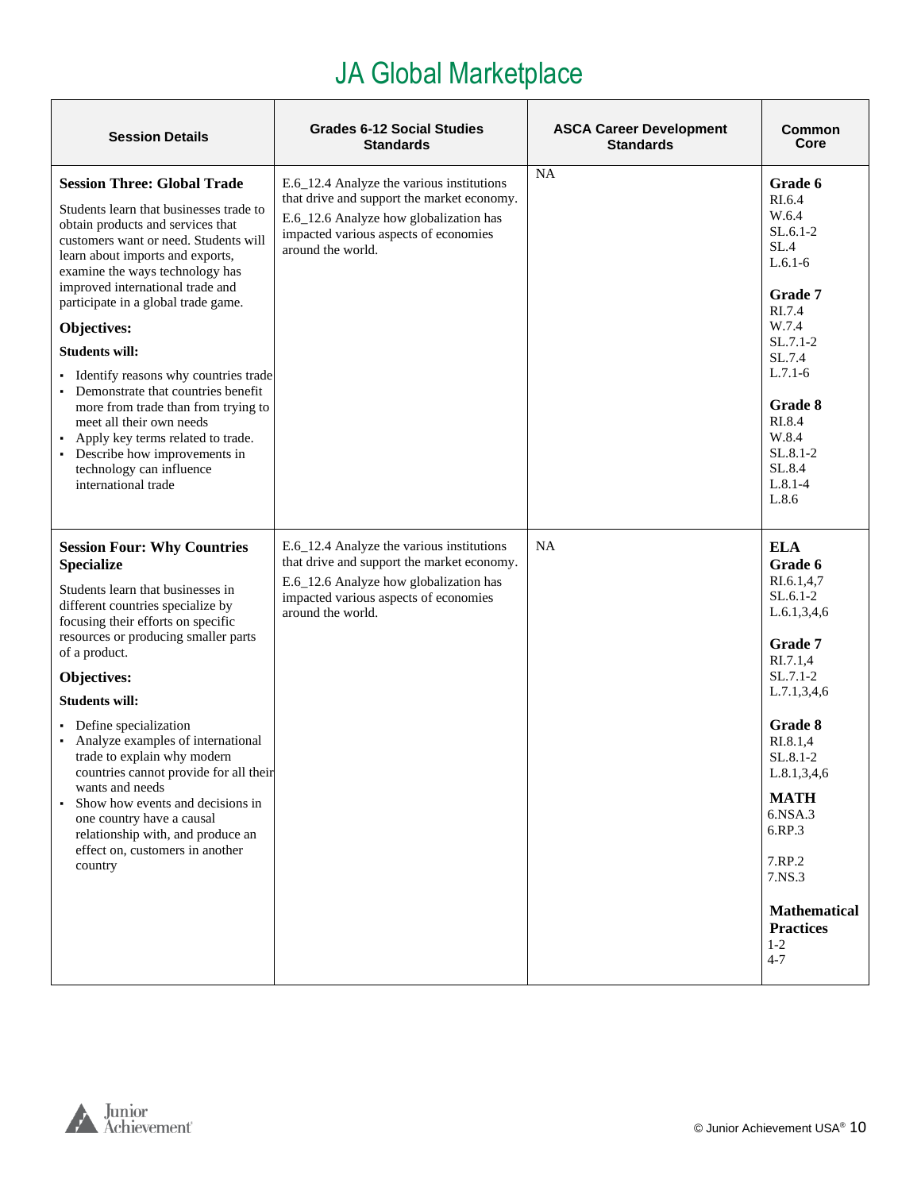# JA Global Marketplace

| Session Details | Grades 6-12 Social Studies Standards | ASCA Career Development Standards | Common Core |
|---|---|---|---|
| **Session Three: Global Trade**<br><br>Students learn that businesses trade to obtain products and services that customers want or need. Students will learn about imports and exports, examine the ways technology has improved international trade and participate in a global trade game.<br><br>**Objectives:**<br><br>**Students will:**<br><br>▪ Identify reasons why countries trade<br>▪ Demonstrate that countries benefit more from trade than from trying to meet all their own needs<br>▪ Apply key terms related to trade.<br>▪ Describe how improvements in technology can influence international trade | E.6_12.4 Analyze the various institutions that drive and support the market economy.<br><br>E.6_12.6 Analyze how globalization has impacted various aspects of economies around the world. | NA | **Grade 6**<br>RI.6.4<br>W.6.4<br>SL.6.1-2<br>SL.4<br>L.6.1-6<br><br>**Grade 7**<br>RI.7.4<br>W.7.4<br>SL.7.1-2<br>SL.7.4<br>L.7.1-6<br><br>**Grade 8**<br>RI.8.4<br>W.8.4<br>SL.8.1-2<br>SL.8.4<br>L.8.1-4<br>L.8.6 |
| **Session Four: Why Countries Specialize**<br><br>Students learn that businesses in different countries specialize by focusing their efforts on specific resources or producing smaller parts of a product.<br><br>**Objectives:**<br><br>**Students will:**<br><br>▪ Define specialization<br>▪ Analyze examples of international trade to explain why modern countries cannot provide for all their wants and needs<br>▪ Show how events and decisions in one country have a causal relationship with, and produce an effect on, customers in another country | E.6_12.4 Analyze the various institutions that drive and support the market economy.<br><br>E.6_12.6 Analyze how globalization has impacted various aspects of economies around the world. | NA | **ELA**<br>**Grade 6**<br>RI.6.1,4,7<br>SL.6.1-2<br>L.6.1,3,4,6<br><br>**Grade 7**<br>RI.7.1,4<br>SL.7.1-2<br>L.7.1,3,4,6<br><br>**Grade 8**<br>RI.8.1,4<br>SL.8.1-2<br>L.8.1,3,4,6<br><br>**MATH**<br>6.NSA.3<br>6.RP.3<br><br>7.RP.2<br>7.NS.3<br><br>**Mathematical Practices**<br>1-2<br>4-7 |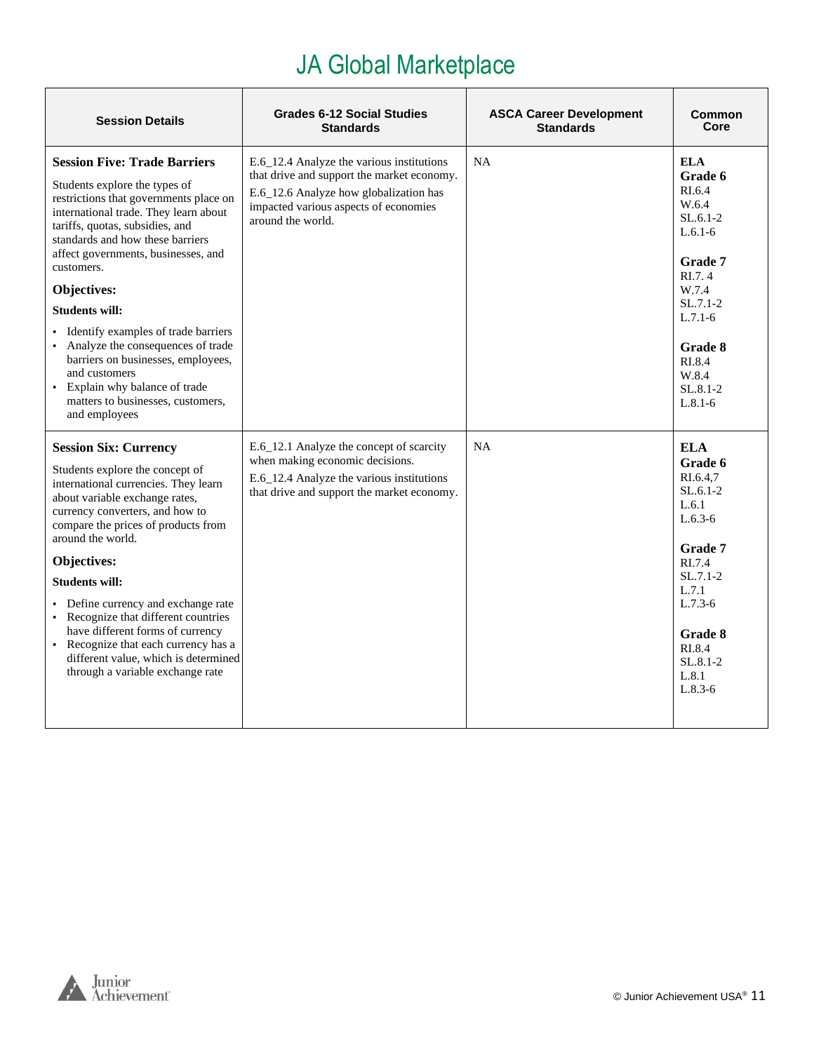# JA Global Marketplace

| Session Details | Grades 6-12 Social Studies Standards | ASCA Career Development Standards | Common Core |
|---|---|---|---|
| **Session Five: Trade Barriers**<br><br>Students explore the types of restrictions that governments place on international trade. They learn about tariffs, quotas, subsidies, and standards and how these barriers affect governments, businesses, and customers.<br><br>**Objectives:**<br><br>**Students will:**<br><br>▪ Identify examples of trade barriers<br>▪ Analyze the consequences of trade barriers on businesses, employees, and customers<br>▪ Explain why balance of trade matters to businesses, customers, and employees | E.6_12.4 Analyze the various institutions that drive and support the market economy.<br><br>E.6_12.6 Analyze how globalization has impacted various aspects of economies around the world. | NA | **ELA**<br>**Grade 6**<br>RI.6.4<br>W.6.4<br>SL.6.1-2<br>L.6.1-6<br><br>**Grade 7**<br>RI.7. 4<br>W.7.4<br>SL.7.1-2<br>L.7.1-6<br><br>**Grade 8**<br>RI.8.4<br>W.8.4<br>SL.8.1-2<br>L.8.1-6 |
| **Session Six: Currency**<br><br>Students explore the concept of international currencies. They learn about variable exchange rates, currency converters, and how to compare the prices of products from around the world.<br><br>**Objectives:**<br><br>**Students will:**<br><br>▪ Define currency and exchange rate<br>▪ Recognize that different countries have different forms of currency<br>▪ Recognize that each currency has a different value, which is determined through a variable exchange rate | E.6_12.1 Analyze the concept of scarcity when making economic decisions.<br><br>E.6_12.4 Analyze the various institutions that drive and support the market economy. | NA | **ELA**<br>**Grade 6**<br>RI.6.4,7<br>SL.6.1-2<br>L.6.1<br>L.6.3-6<br><br>**Grade 7**<br>RI.7.4<br>SL.7.1-2<br>L.7.1<br>L.7.3-6<br><br>**Grade 8**<br>RI.8.4<br>SL.8.1-2<br>L.8.1<br>L.8.3-6 |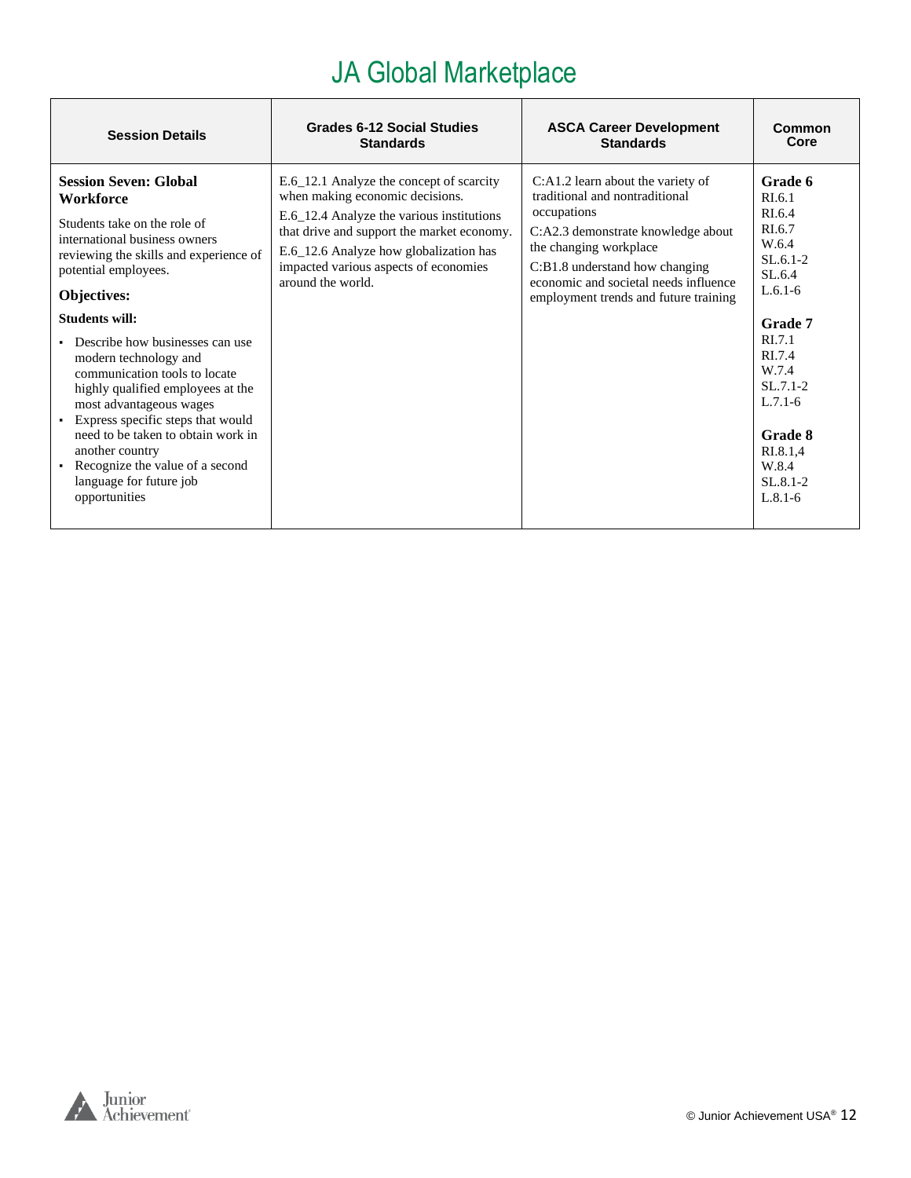# JA Global Marketplace

| Session Details | Grades 6-12 Social Studies Standards | ASCA Career Development Standards | Common Core |
|---|---|---|---|
| **Session Seven: Global Workforce**<br><br>Students take on the role of international business owners reviewing the skills and experience of potential employees.<br><br>**Objectives:**<br><br>**Students will:**<br><br>▪ Describe how businesses can use modern technology and communication tools to locate highly qualified employees at the most advantageous wages<br>▪ Express specific steps that would need to be taken to obtain work in another country<br>▪ Recognize the value of a second language for future job opportunities | E.6_12.1 Analyze the concept of scarcity when making economic decisions.<br>E.6_12.4 Analyze the various institutions that drive and support the market economy.<br>E.6_12.6 Analyze how globalization has impacted various aspects of economies around the world. | C:A1.2 learn about the variety of traditional and nontraditional occupations<br>C:A2.3 demonstrate knowledge about the changing workplace<br>C:B1.8 understand how changing economic and societal needs influence employment trends and future training | **Grade 6**<br>RI.6.1<br>RI.6.4<br>RI.6.7<br>W.6.4<br>SL.6.1-2<br>SL.6.4<br>L.6.1-6<br><br>**Grade 7**<br>RI.7.1<br>RI.7.4<br>W.7.4<br>SL.7.1-2<br>L.7.1-6<br><br>**Grade 8**<br>RI.8.1,4<br>W.8.4<br>SL.8.1-2<br>L.8.1-6 |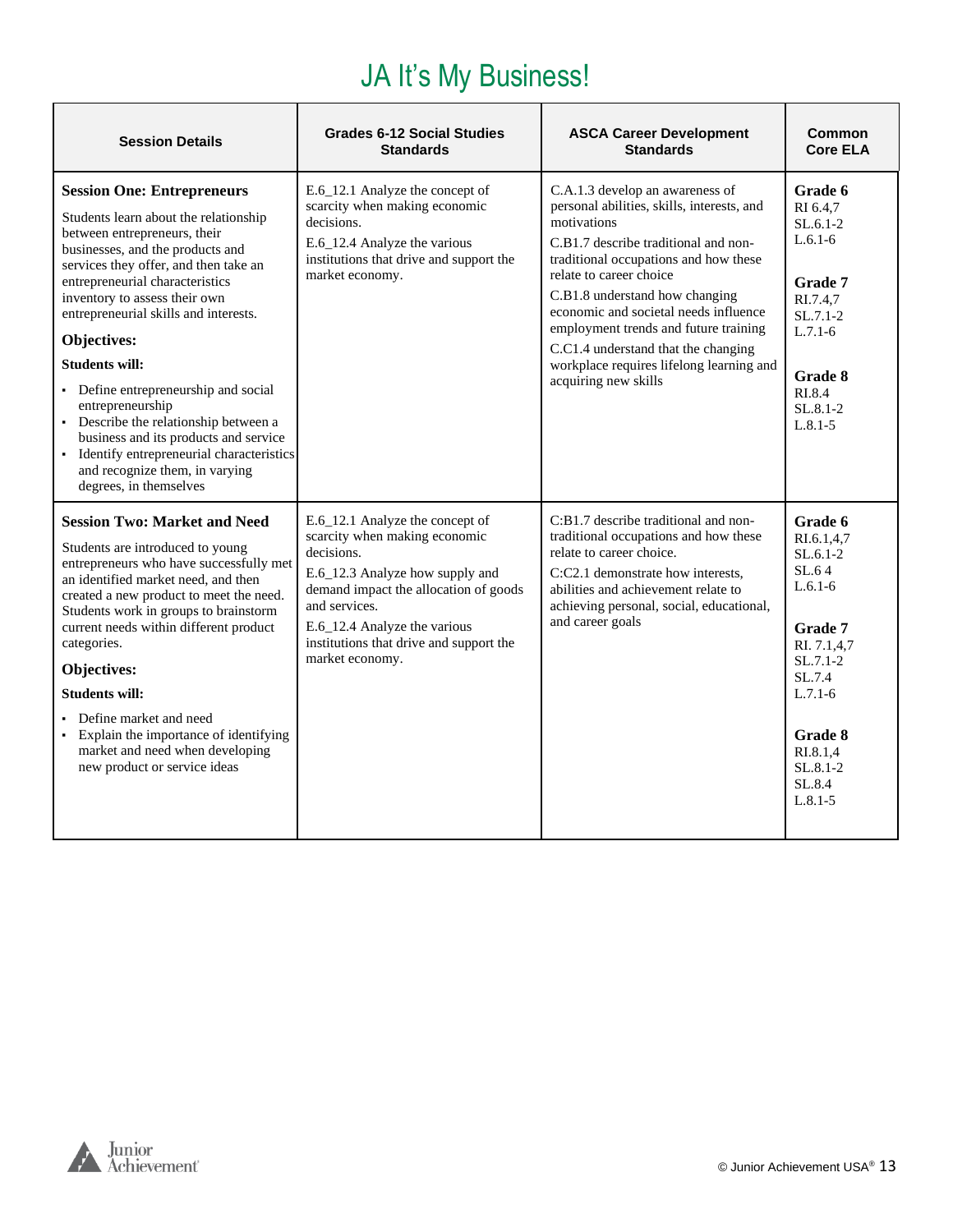# JA It's My Business!

| Session Details | Grades 6-12 Social Studies Standards | ASCA Career Development Standards | Common Core ELA |
|---|---|---|---|
| **Session One: Entrepreneurs**<br><br>Students learn about the relationship between entrepreneurs, their businesses, and the products and services they offer, and then take an entrepreneurial characteristics inventory to assess their own entrepreneurial skills and interests.<br><br>**Objectives:**<br><br>**Students will:**<br>▪ Define entrepreneurship and social entrepreneurship<br>▪ Describe the relationship between a business and its products and service<br>▪ Identify entrepreneurial characteristics and recognize them, in varying degrees, in themselves | E.6_12.1 Analyze the concept of scarcity when making economic decisions.<br><br>E.6_12.4 Analyze the various institutions that drive and support the market economy. | C.A.1.3 develop an awareness of personal abilities, skills, interests, and motivations<br><br>C.B1.7 describe traditional and non-traditional occupations and how these relate to career choice<br><br>C.B1.8 understand how changing economic and societal needs influence employment trends and future training<br><br>C.C1.4 understand that the changing workplace requires lifelong learning and acquiring new skills | **Grade 6**<br>RI 6.4,7<br>SL.6.1-2<br>L.6.1-6<br><br>**Grade 7**<br>RI.7.4,7<br>SL.7.1-2<br>L.7.1-6<br><br>**Grade 8**<br>RI.8.4<br>SL.8.1-2<br>L.8.1-5 |
| **Session Two: Market and Need**<br><br>Students are introduced to young entrepreneurs who have successfully met an identified market need, and then created a new product to meet the need. Students work in groups to brainstorm current needs within different product categories.<br><br>**Objectives:**<br><br>**Students will:**<br>▪ Define market and need<br>▪ Explain the importance of identifying market and need when developing new product or service ideas | E.6_12.1 Analyze the concept of scarcity when making economic decisions.<br><br>E.6_12.3 Analyze how supply and demand impact the allocation of goods and services.<br><br>E.6_12.4 Analyze the various institutions that drive and support the market economy. | C:B1.7 describe traditional and non-traditional occupations and how these relate to career choice.<br><br>C:C2.1 demonstrate how interests, abilities and achievement relate to achieving personal, social, educational, and career goals | **Grade 6**<br>RI.6.1,4,7<br>SL.6.1-2<br>SL.6 4<br>L.6.1-6<br><br>**Grade 7**<br>RI. 7.1,4,7<br>SL.7.1-2<br>SL.7.4<br>L.7.1-6<br><br>**Grade 8**<br>RI.8.1,4<br>SL.8.1-2<br>SL.8.4<br>L.8.1-5 |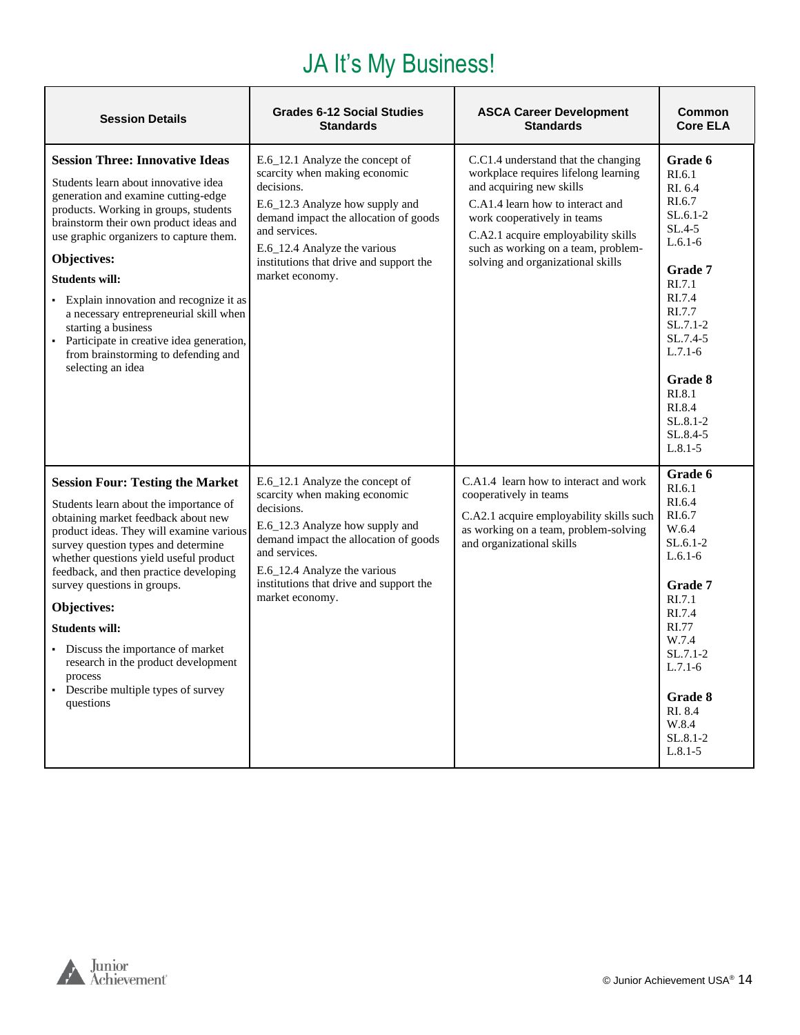# JA It's My Business!

| Session Details | Grades 6-12 Social Studies Standards | ASCA Career Development Standards | Common Core ELA |
|---|---|---|---|
| **Session Three: Innovative Ideas**<br><br>Students learn about innovative idea generation and examine cutting-edge products. Working in groups, students brainstorm their own product ideas and use graphic organizers to capture them.<br><br>**Objectives:**<br><br>**Students will:**<br>▪ Explain innovation and recognize it as a necessary entrepreneurial skill when starting a business<br>▪ Participate in creative idea generation, from brainstorming to defending and selecting an idea | E.6_12.1 Analyze the concept of scarcity when making economic decisions.<br>E.6_12.3 Analyze how supply and demand impact the allocation of goods and services.<br>E.6_12.4 Analyze the various institutions that drive and support the market economy. | C.C1.4 understand that the changing workplace requires lifelong learning and acquiring new skills<br>C.A1.4 learn how to interact and work cooperatively in teams<br>C.A2.1 acquire employability skills such as working on a team, problem-solving and organizational skills | **Grade 6**<br>RI.6.1<br>RI. 6.4<br>RI.6.7<br>SL.6.1-2<br>SL.4-5<br>L.6.1-6<br><br>**Grade 7**<br>RI.7.1<br>RI.7.4<br>RI.7.7<br>SL.7.1-2<br>SL.7.4-5<br>L.7.1-6<br><br>**Grade 8**<br>RI.8.1<br>RI.8.4<br>SL.8.1-2<br>SL.8.4-5<br>L.8.1-5 |
| **Session Four: Testing the Market**<br><br>Students learn about the importance of obtaining market feedback about new product ideas. They will examine various survey question types and determine whether questions yield useful product feedback, and then practice developing survey questions in groups.<br><br>**Objectives:**<br><br>**Students will:**<br>▪ Discuss the importance of market research in the product development process<br>▪ Describe multiple types of survey questions | E.6_12.1 Analyze the concept of scarcity when making economic decisions.<br>E.6_12.3 Analyze how supply and demand impact the allocation of goods and services.<br>E.6_12.4 Analyze the various institutions that drive and support the market economy. | C.A1.4 learn how to interact and work cooperatively in teams<br>C.A2.1 acquire employability skills such as working on a team, problem-solving and organizational skills | **Grade 6**<br>RI.6.1<br>RI.6.4<br>RI.6.7<br>W.6.4<br>SL.6.1-2<br>L.6.1-6<br><br>**Grade 7**<br>RI.7.1<br>RI.7.4<br>RI.77<br>W.7.4<br>SL.7.1-2<br>L.7.1-6<br><br>**Grade 8**<br>RI. 8.4<br>W.8.4<br>SL.8.1-2<br>L.8.1-5 |

© Junior Achievement USA®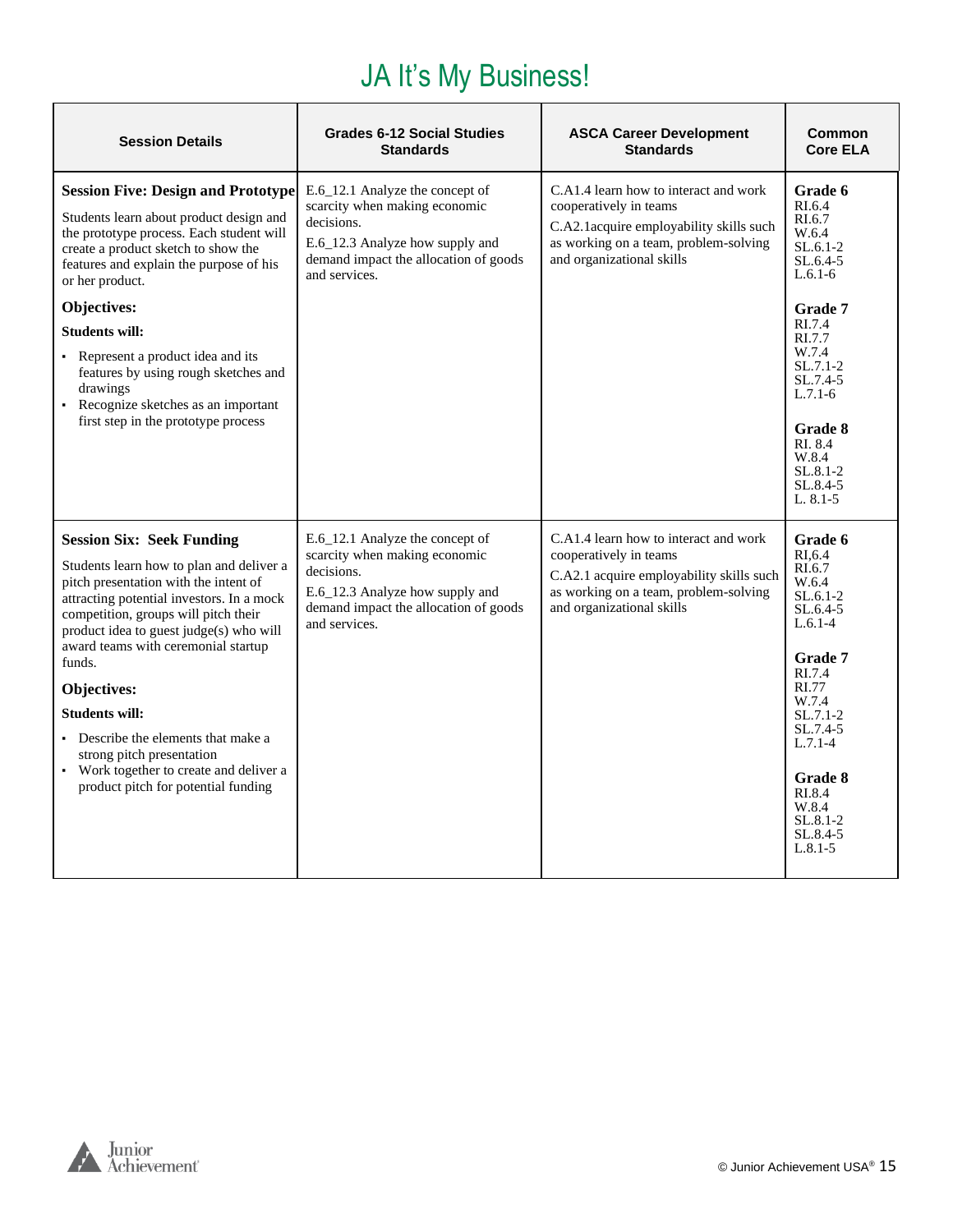# JA It's My Business!

| Session Details | Grades 6-12 Social Studies Standards | ASCA Career Development Standards | Common Core ELA |
|---|---|---|---|
| **Session Five: Design and Prototype**<br>Students learn about product design and the prototype process. Each student will create a product sketch to show the features and explain the purpose of his or her product.<br>**Objectives:**<br>**Students will:**<br>▪ Represent a product idea and its features by using rough sketches and drawings<br>▪ Recognize sketches as an important first step in the prototype process | E.6_12.1 Analyze the concept of scarcity when making economic decisions.<br>E.6_12.3 Analyze how supply and demand impact the allocation of goods and services. | C.A1.4 learn how to interact and work cooperatively in teams<br>C.A2.1acquire employability skills such as working on a team, problem-solving and organizational skills | **Grade 6**<br>RI.6.4<br>RI.6.7<br>W.6.4<br>SL.6.1-2<br>SL.6.4-5<br>L.6.1-6<br>**Grade 7**<br>RI.7.4<br>RI.7.7<br>W.7.4<br>SL.7.1-2<br>SL.7.4-5<br>L.7.1-6<br>**Grade 8**<br>RI. 8.4<br>W.8.4<br>SL.8.1-2<br>SL.8.4-5<br>L. 8.1-5 |
| **Session Six: Seek Funding**<br>Students learn how to plan and deliver a pitch presentation with the intent of attracting potential investors. In a mock competition, groups will pitch their product idea to guest judge(s) who will award teams with ceremonial startup funds.<br>**Objectives:**<br>**Students will:**<br>▪ Describe the elements that make a strong pitch presentation<br>▪ Work together to create and deliver a product pitch for potential funding | E.6_12.1 Analyze the concept of scarcity when making economic decisions.<br>E.6_12.3 Analyze how supply and demand impact the allocation of goods and services. | C.A1.4 learn how to interact and work cooperatively in teams<br>C.A2.1 acquire employability skills such as working on a team, problem-solving and organizational skills | **Grade 6**<br>RI,6.4<br>RI.6.7<br>W.6.4<br>SL.6.1-2<br>SL.6.4-5<br>L.6.1-4<br>**Grade 7**<br>RI.7.4<br>RI.77<br>W.7.4<br>SL.7.1-2<br>SL.7.4-5<br>L.7.1-4<br>**Grade 8**<br>RI.8.4<br>W.8.4<br>SL.8.1-2<br>SL.8.4-5<br>L.8.1-5 |

© Junior Achievement USA®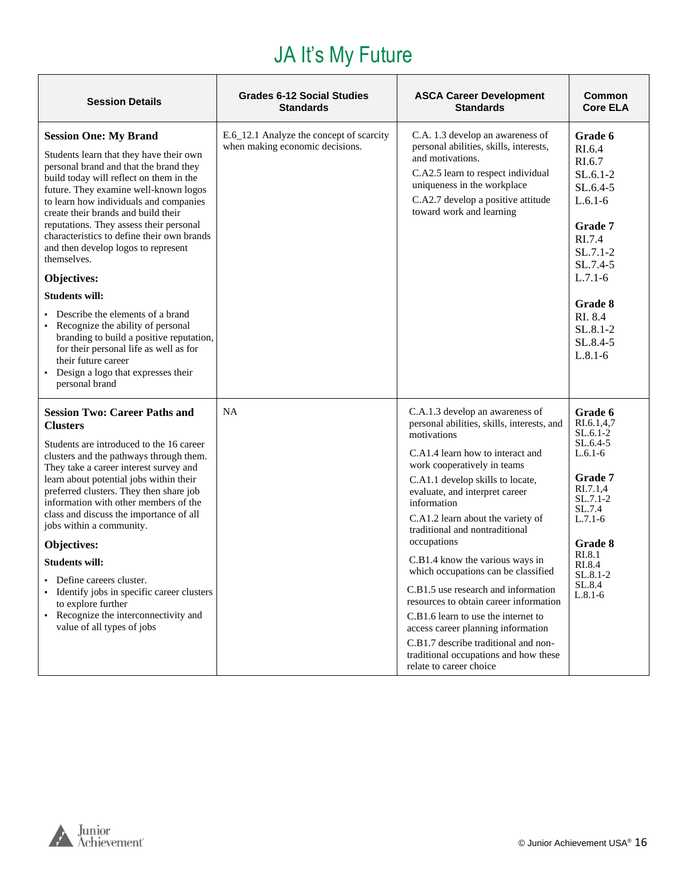# JA It's My Future

| Session Details | Grades 6-12 Social Studies Standards | ASCA Career Development Standards | Common Core ELA |
|---|---|---|---|
| **Session One: My Brand**<br><br>Students learn that they have their own personal brand and that the brand they build today will reflect on them in the future. They examine well-known logos to learn how individuals and companies create their brands and build their reputations. They assess their personal characteristics to define their own brands and then develop logos to represent themselves.<br><br>**Objectives:**<br><br>**Students will:**<br>▪ Describe the elements of a brand<br>▪ Recognize the ability of personal branding to build a positive reputation, for their personal life as well as for their future career<br>▪ Design a logo that expresses their personal brand | E.6_12.1 Analyze the concept of scarcity when making economic decisions. | C.A. 1.3 develop an awareness of personal abilities, skills, interests, and motivations.<br><br>C.A2.5 learn to respect individual uniqueness in the workplace<br><br>C.A2.7 develop a positive attitude toward work and learning | **Grade 6**<br>RI.6.4<br>RI.6.7<br>SL.6.1-2<br>SL.6.4-5<br>L.6.1-6<br><br>**Grade 7**<br>RI.7.4<br>SL.7.1-2<br>SL.7.4-5<br>L.7.1-6<br><br>**Grade 8**<br>RI. 8.4<br>SL.8.1-2<br>SL.8.4-5<br>L.8.1-6 |
| **Session Two: Career Paths and Clusters**<br><br>Students are introduced to the 16 career clusters and the pathways through them. They take a career interest survey and learn about potential jobs within their preferred clusters. They then share job information with other members of the class and discuss the importance of all jobs within a community.<br><br>**Objectives:**<br><br>**Students will:**<br>▪ Define careers cluster.<br>▪ Identify jobs in specific career clusters to explore further<br>▪ Recognize the interconnectivity and value of all types of jobs | NA | C.A.1.3 develop an awareness of personal abilities, skills, interests, and motivations<br><br>C.A1.4 learn how to interact and work cooperatively in teams<br><br>C.A1.1 develop skills to locate, evaluate, and interpret career information<br><br>C.A1.2 learn about the variety of traditional and nontraditional occupations<br><br>C.B1.4 know the various ways in which occupations can be classified<br><br>C.B1.5 use research and information resources to obtain career information<br><br>C.B1.6 learn to use the internet to access career planning information<br><br>C.B1.7 describe traditional and non-traditional occupations and how these relate to career choice | **Grade 6**<br>RI.6.1,4,7<br>SL.6.1-2<br>SL.6.4-5<br>L.6.1-6<br><br>**Grade 7**<br>RI.7.1,4<br>SL.7.1-2<br>SL.7.4<br>L.7.1-6<br><br>**Grade 8**<br>RI.8.1<br>RI.8.4<br>SL.8.1-2<br>SL.8.4<br>L.8.1-6 |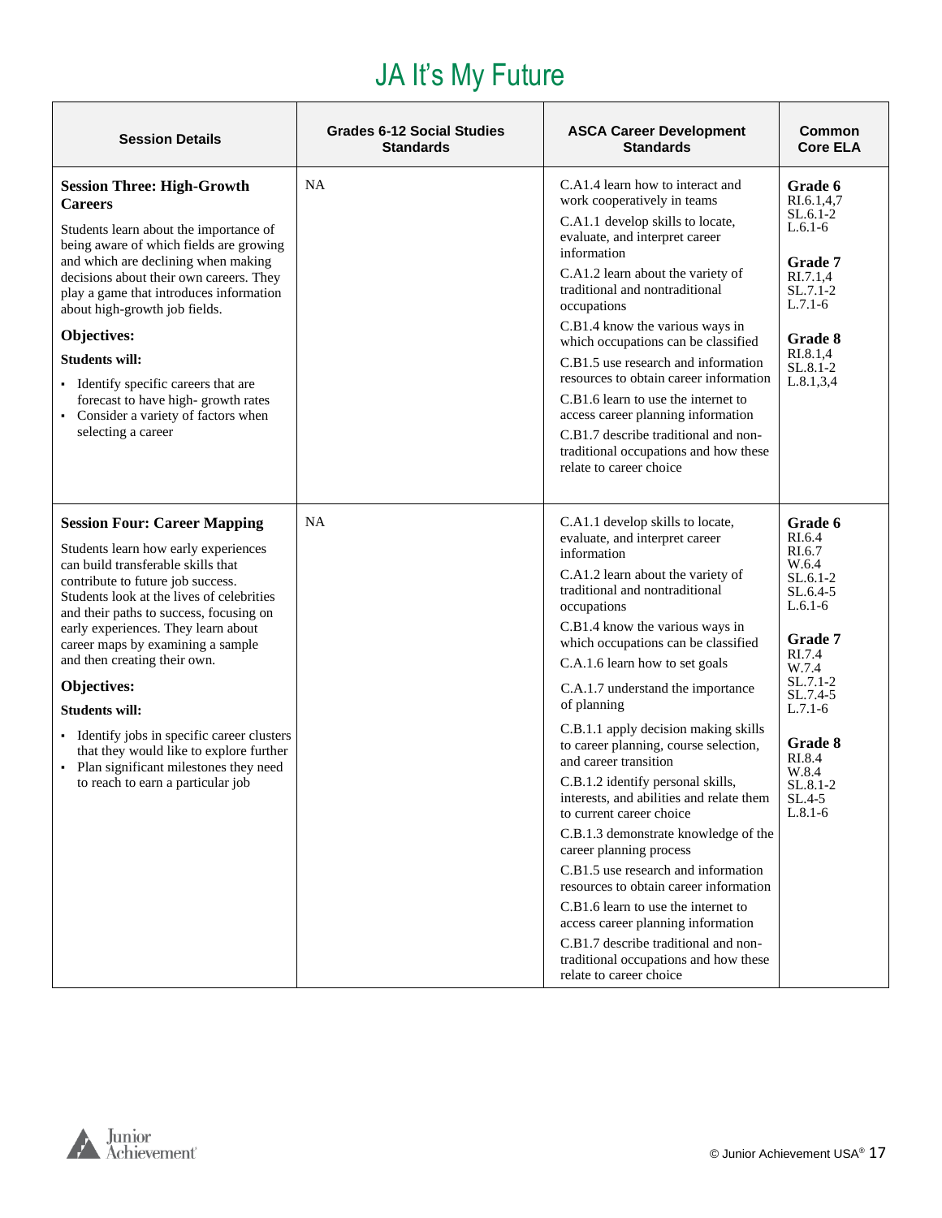# JA It's My Future

| Session Details | Grades 6-12 Social Studies Standards | ASCA Career Development Standards | Common Core ELA |
|---|---|---|---|
| **Session Three: High-Growth Careers**<br><br>Students learn about the importance of being aware of which fields are growing and which are declining when making decisions about their own careers. They play a game that introduces information about high-growth job fields.<br><br>**Objectives:**<br><br>**Students will:**<br><br>- Identify specific careers that are forecast to have high- growth rates<br>- Consider a variety of factors when selecting a career | NA | C.A1.4 learn how to interact and work cooperatively in teams<br><br>C.A1.1 develop skills to locate, evaluate, and interpret career information<br><br>C.A1.2 learn about the variety of traditional and nontraditional occupations<br><br>C.B1.4 know the various ways in which occupations can be classified<br><br>C.B1.5 use research and information resources to obtain career information<br><br>C.B1.6 learn to use the internet to access career planning information<br><br>C.B1.7 describe traditional and non-traditional occupations and how these relate to career choice | **Grade 6**<br>RI.6.1,4,7<br>SL.6.1-2<br>L.6.1-6<br><br>**Grade 7**<br>RI.7.1,4<br>SL.7.1-2<br>L.7.1-6<br><br>**Grade 8**<br>RI.8.1,4<br>SL.8.1-2<br>L.8.1,3,4 |
| **Session Four: Career Mapping**<br><br>Students learn how early experiences can build transferable skills that contribute to future job success. Students look at the lives of celebrities and their paths to success, focusing on early experiences. They learn about career maps by examining a sample and then creating their own.<br><br>**Objectives:**<br><br>**Students will:**<br><br>- Identify jobs in specific career clusters that they would like to explore further<br>- Plan significant milestones they need to reach to earn a particular job | NA | C.A1.1 develop skills to locate, evaluate, and interpret career information<br><br>C.A1.2 learn about the variety of traditional and nontraditional occupations<br><br>C.B1.4 know the various ways in which occupations can be classified<br><br>C.A.1.6 learn how to set goals<br><br>C.A.1.7 understand the importance of planning<br><br>C.B.1.1 apply decision making skills to career planning, course selection, and career transition<br><br>C.B.1.2 identify personal skills, interests, and abilities and relate them to current career choice<br><br>C.B.1.3 demonstrate knowledge of the career planning process<br><br>C.B1.5 use research and information resources to obtain career information<br><br>C.B1.6 learn to use the internet to access career planning information<br><br>C.B1.7 describe traditional and non-traditional occupations and how these relate to career choice | **Grade 6**<br>RI.6.4<br>RI.6.7<br>W.6.4<br>SL.6.1-2<br>SL.6.4-5<br>L.6.1-6<br><br>**Grade 7**<br>RI.7.4<br>W.7.4<br>SL.7.1-2<br>SL.7.4-5<br>L.7.1-6<br><br>**Grade 8**<br>RI.8.4<br>W.8.4<br>SL.8.1-2<br>SL.4-5<br>L.8.1-6 |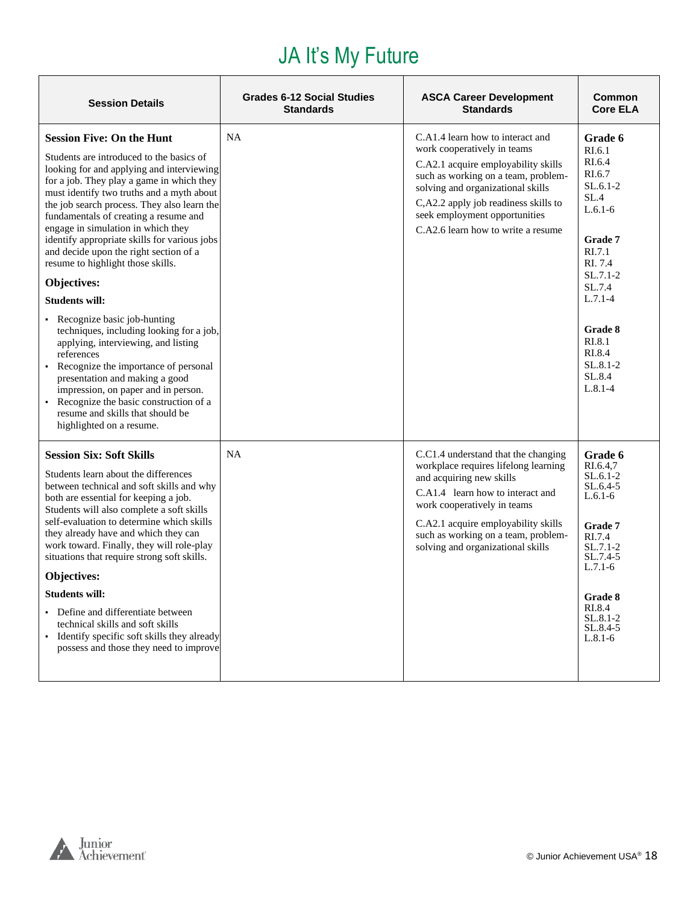# JA It's My Future

| Session Details | Grades 6-12 Social Studies Standards | ASCA Career Development Standards | Common Core ELA |
|---|---|---|---|
| **Session Five: On the Hunt**<br><br>Students are introduced to the basics of looking for and applying and interviewing for a job. They play a game in which they must identify two truths and a myth about the job search process. They also learn the fundamentals of creating a resume and engage in simulation in which they identify appropriate skills for various jobs and decide upon the right section of a resume to highlight those skills.<br><br>**Objectives:**<br><br>**Students will:**<br><br>▪ Recognize basic job-hunting techniques, including looking for a job, applying, interviewing, and listing references<br>▪ Recognize the importance of personal presentation and making a good impression, on paper and in person.<br>▪ Recognize the basic construction of a resume and skills that should be highlighted on a resume. | NA | C.A1.4 learn how to interact and work cooperatively in teams<br><br>C.A2.1 acquire employability skills such as working on a team, problem-solving and organizational skills<br><br>C,A2.2 apply job readiness skills to seek employment opportunities<br><br>C.A2.6 learn how to write a resume | **Grade 6**<br>RI.6.1<br>RI.6.4<br>RI.6.7<br>SL.6.1-2<br>SL.4<br>L.6.1-6<br><br>**Grade 7**<br>RI.7.1<br>RI. 7.4<br>SL.7.1-2<br>SL.7.4<br>L.7.1-4<br><br>**Grade 8**<br>RI.8.1<br>RI.8.4<br>SL.8.1-2<br>SL.8.4<br>L.8.1-4 |
| **Session Six: Soft Skills**<br><br>Students learn about the differences between technical and soft skills and why both are essential for keeping a job. Students will also complete a soft skills self-evaluation to determine which skills they already have and which they can work toward. Finally, they will role-play situations that require strong soft skills.<br><br>**Objectives:**<br><br>**Students will:**<br><br>▪ Define and differentiate between technical skills and soft skills<br>▪ Identify specific soft skills they already possess and those they need to improve | NA | C.C1.4 understand that the changing workplace requires lifelong learning and acquiring new skills<br><br>C.A1.4 learn how to interact and work cooperatively in teams<br><br>C.A2.1 acquire employability skills such as working on a team, problem-solving and organizational skills | **Grade 6**<br>RI.6.4,7<br>SL.6.1-2<br>SL.6.4-5<br>L.6.1-6<br><br>**Grade 7**<br>RI.7.4<br>SL.7.1-2<br>SL.7.4-5<br>L.7.1-6<br><br>**Grade 8**<br>RI.8.4<br>SL.8.1-2<br>SL.8.4-5<br>L.8.1-6 |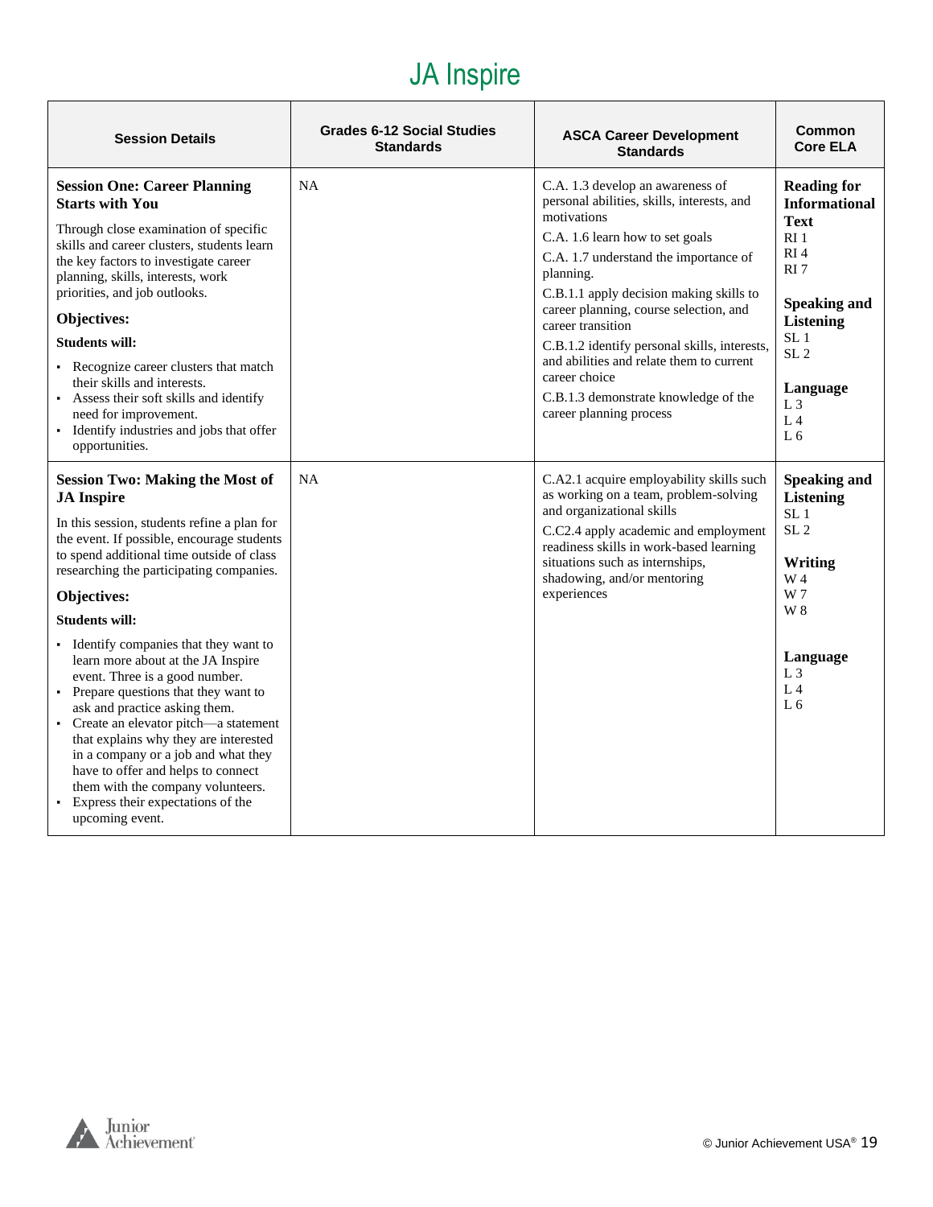# JA Inspire

| Session Details | Grades 6-12 Social Studies Standards | ASCA Career Development Standards | Common Core ELA |
|---|---|---|---|
| **Session One: Career Planning Starts with You**<br><br>Through close examination of specific skills and career clusters, students learn the key factors to investigate career planning, skills, interests, work priorities, and job outlooks.<br><br>**Objectives:**<br><br>**Students will:**<br>▪ Recognize career clusters that match their skills and interests.<br>▪ Assess their soft skills and identify need for improvement.<br>▪ Identify industries and jobs that offer opportunities. | NA | C.A. 1.3 develop an awareness of personal abilities, skills, interests, and motivations<br><br>C.A. 1.6 learn how to set goals<br><br>C.A. 1.7 understand the importance of planning.<br><br>C.B.1.1 apply decision making skills to career planning, course selection, and career transition<br><br>C.B.1.2 identify personal skills, interests, and abilities and relate them to current career choice<br><br>C.B.1.3 demonstrate knowledge of the career planning process | **Reading for Informational Text**<br>RI 1<br>RI 4<br>RI 7<br><br>**Speaking and Listening**<br>SL 1<br>SL 2<br><br>**Language**<br>L 3<br>L 4<br>L 6 |
| **Session Two: Making the Most of JA Inspire**<br><br>In this session, students refine a plan for the event. If possible, encourage students to spend additional time outside of class researching the participating companies.<br><br>**Objectives:**<br><br>**Students will:**<br>▪ Identify companies that they want to learn more about at the JA Inspire event. Three is a good number.<br>▪ Prepare questions that they want to ask and practice asking them.<br>▪ Create an elevator pitch—a statement that explains why they are interested in a company or a job and what they have to offer and helps to connect them with the company volunteers.<br>▪ Express their expectations of the upcoming event. | NA | C.A2.1 acquire employability skills such as working on a team, problem-solving and organizational skills<br><br>C.C2.4 apply academic and employment readiness skills in work-based learning situations such as internships, shadowing, and/or mentoring experiences | **Speaking and Listening**<br>SL 1<br>SL 2<br><br>**Writing**<br>W 4<br>W 7<br>W 8<br><br>**Language**<br>L 3<br>L 4<br>L 6 |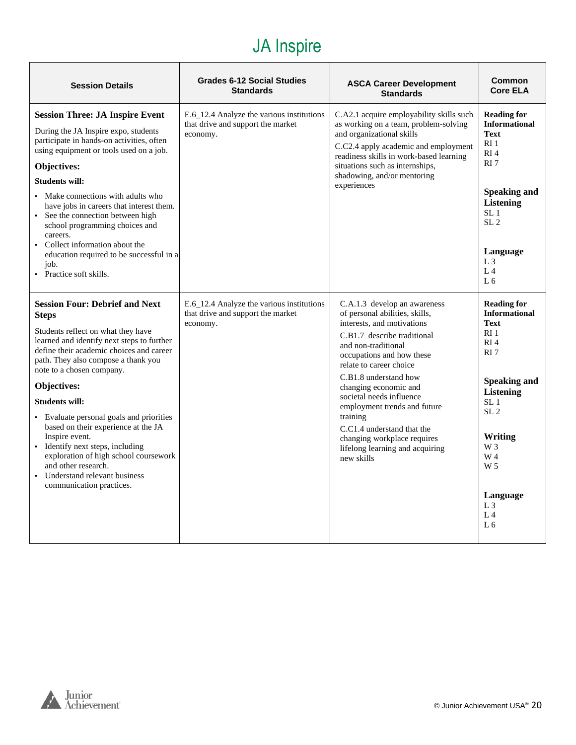# JA Inspire

| Session Details | Grades 6-12 Social Studies Standards | ASCA Career Development Standards | Common Core ELA |
|---|---|---|---|
| **Session Three: JA Inspire Event**<br>During the JA Inspire expo, students participate in hands-on activities, often using equipment or tools used on a job.<br>**Objectives:**<br>**Students will:**<br>▪ Make connections with adults who have jobs in careers that interest them.<br>▪ See the connection between high school programming choices and careers.<br>▪ Collect information about the education required to be successful in a job.<br>▪ Practice soft skills. | E.6_12.4 Analyze the various institutions that drive and support the market economy. | C.A2.1 acquire employability skills such as working on a team, problem-solving and organizational skills<br>C.C2.4 apply academic and employment readiness skills in work-based learning situations such as internships, shadowing, and/or mentoring experiences | **Reading for Informational Text**<br>RI 1<br>RI 4<br>RI 7<br>**Speaking and Listening**<br>SL 1<br>SL 2<br>**Language**<br>L 3<br>L 4<br>L 6 |
| **Session Four: Debrief and Next Steps**<br>Students reflect on what they have learned and identify next steps to further define their academic choices and career path. They also compose a thank you note to a chosen company.<br>**Objectives:**<br>**Students will:**<br>▪ Evaluate personal goals and priorities based on their experience at the JA Inspire event.<br>▪ Identify next steps, including exploration of high school coursework and other research.<br>▪ Understand relevant business communication practices. | E.6_12.4 Analyze the various institutions that drive and support the market economy. | C.A.1.3 develop an awareness of personal abilities, skills, interests, and motivations<br>C.B1.7 describe traditional and non-traditional occupations and how these relate to career choice<br>C.B1.8 understand how changing economic and societal needs influence employment trends and future training<br>C.C1.4 understand that the changing workplace requires lifelong learning and acquiring new skills | **Reading for Informational Text**<br>RI 1<br>RI 4<br>RI 7<br>**Speaking and Listening**<br>SL 1<br>SL 2<br>**Writing**<br>W 3<br>W 4<br>W 5<br>**Language**<br>L 3<br>L 4<br>L 6 |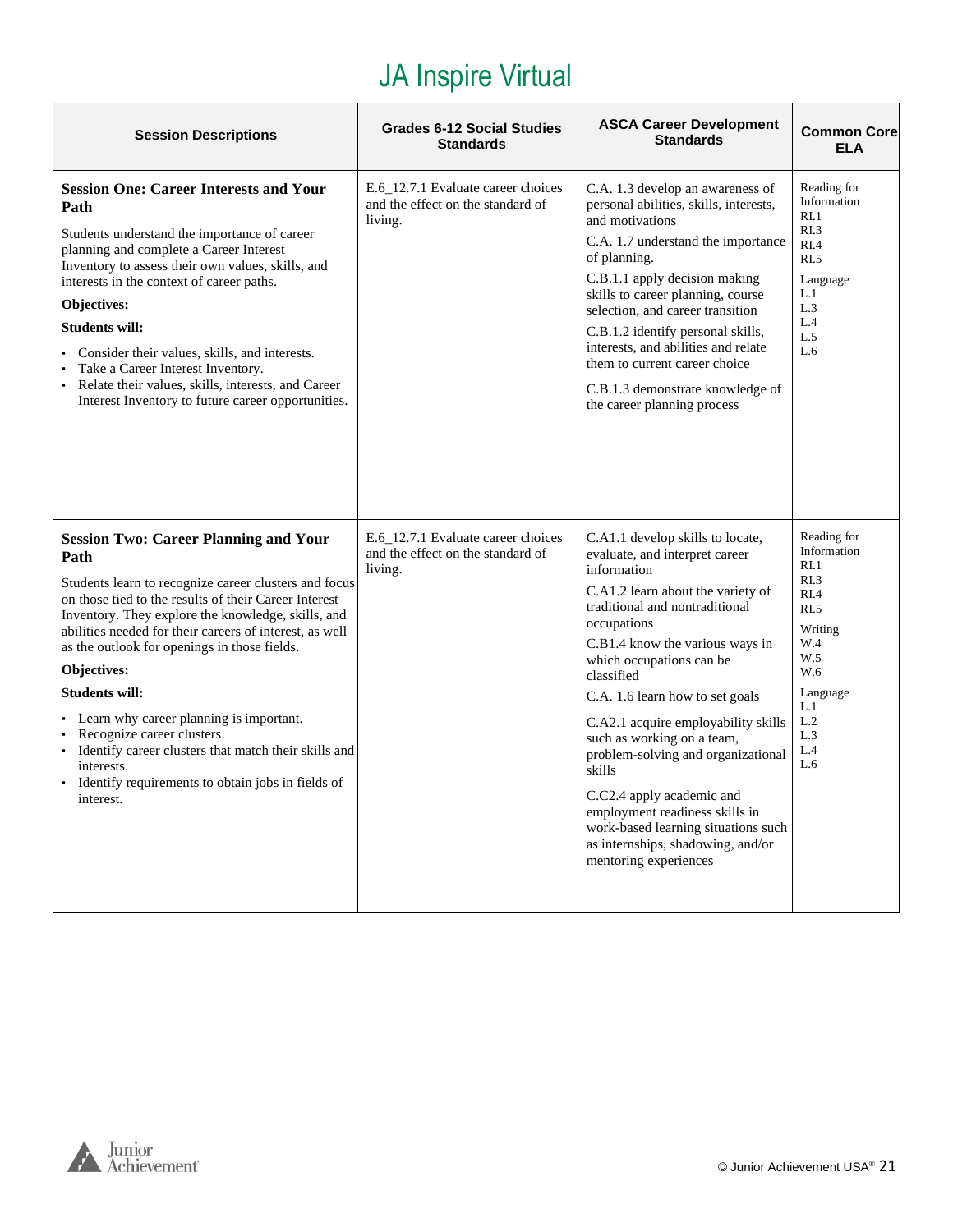# JA Inspire Virtual

| Session Descriptions | Grades 6-12 Social Studies Standards | ASCA Career Development Standards | Common Core ELA |
|---|---|---|---|
| **Session One: Career Interests and Your Path**<br><br>Students understand the importance of career planning and complete a Career Interest Inventory to assess their own values, skills, and interests in the context of career paths.<br><br>**Objectives:**<br><br>**Students will:**<br><br>▪ Consider their values, skills, and interests.<br>▪ Take a Career Interest Inventory.<br>▪ Relate their values, skills, interests, and Career Interest Inventory to future career opportunities. | E.6_12.7.1 Evaluate career choices and the effect on the standard of living. | C.A. 1.3 develop an awareness of personal abilities, skills, interests, and motivations<br><br>C.A. 1.7 understand the importance of planning.<br><br>C.B.1.1 apply decision making skills to career planning, course selection, and career transition<br><br>C.B.1.2 identify personal skills, interests, and abilities and relate them to current career choice<br><br>C.B.1.3 demonstrate knowledge of the career planning process | Reading for Information<br>RI.1<br>RI.3<br>RI.4<br>RI.5<br><br>Language<br>L.1<br>L.3<br>L.4<br>L.5<br>L.6 |
| **Session Two: Career Planning and Your Path**<br><br>Students learn to recognize career clusters and focus on those tied to the results of their Career Interest Inventory. They explore the knowledge, skills, and abilities needed for their careers of interest, as well as the outlook for openings in those fields.<br><br>**Objectives:**<br><br>**Students will:**<br><br>▪ Learn why career planning is important.<br>▪ Recognize career clusters.<br>▪ Identify career clusters that match their skills and interests.<br>▪ Identify requirements to obtain jobs in fields of interest. | E.6_12.7.1 Evaluate career choices and the effect on the standard of living. | C.A1.1 develop skills to locate, evaluate, and interpret career information<br><br>C.A1.2 learn about the variety of traditional and nontraditional occupations<br><br>C.B1.4 know the various ways in which occupations can be classified<br><br>C.A. 1.6 learn how to set goals<br><br>C.A2.1 acquire employability skills such as working on a team, problem-solving and organizational skills<br><br>C.C2.4 apply academic and employment readiness skills in work-based learning situations such as internships, shadowing, and/or mentoring experiences | Reading for Information<br>RI.1<br>RI.3<br>RI.4<br>RI.5<br><br>Writing<br>W.4<br>W.5<br>W.6<br><br>Language<br>L.1<br>L.2<br>L.3<br>L.4<br>L.6 |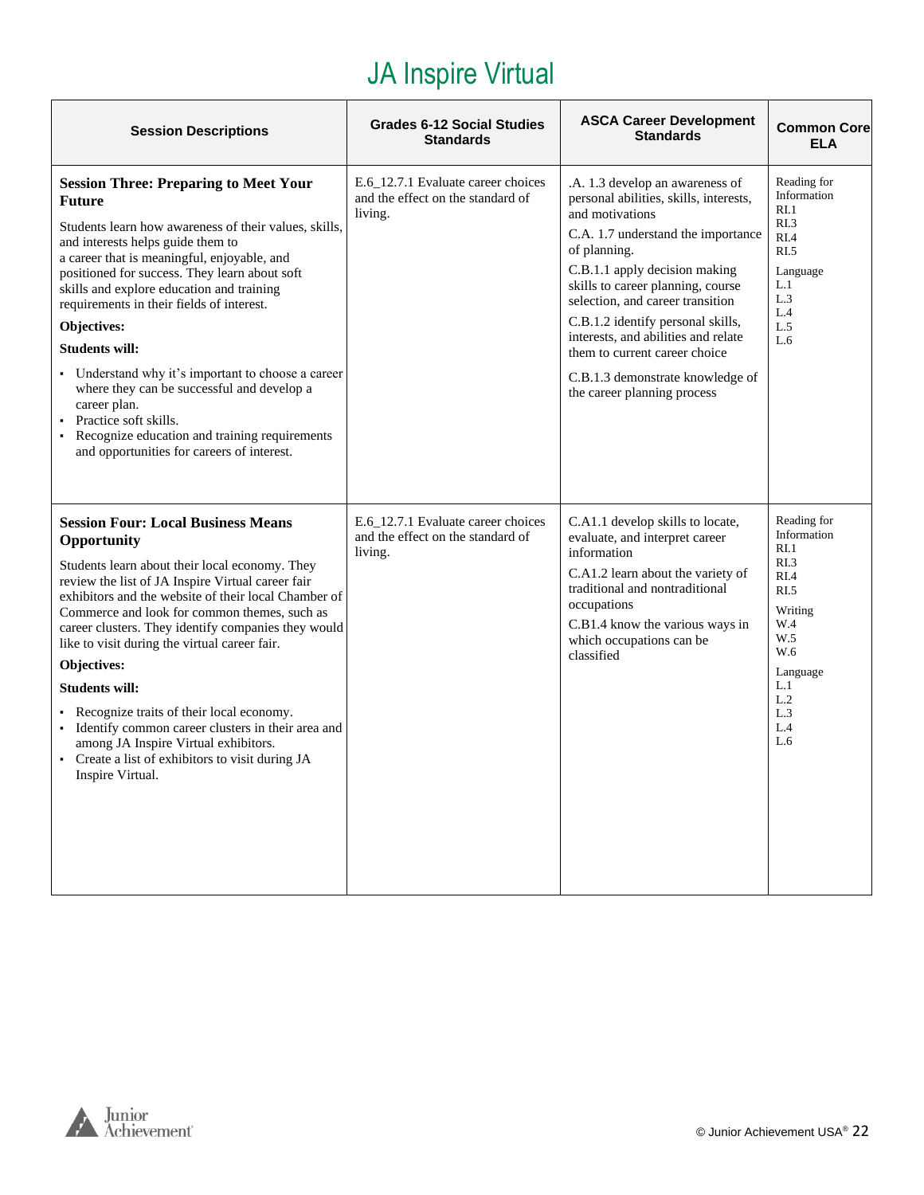# JA Inspire Virtual

| Session Descriptions | Grades 6-12 Social Studies Standards | ASCA Career Development Standards | Common Core ELA |
|---|---|---|---|
| **Session Three: Preparing to Meet Your Future**<br><br>Students learn how awareness of their values, skills, and interests helps guide them to a career that is meaningful, enjoyable, and positioned for success. They learn about soft skills and explore education and training requirements in their fields of interest.<br><br>**Objectives:**<br><br>**Students will:**<br><br>▪ Understand why it's important to choose a career where they can be successful and develop a career plan.<br>▪ Practice soft skills.<br>▪ Recognize education and training requirements and opportunities for careers of interest. | E.6_12.7.1 Evaluate career choices and the effect on the standard of living. | .A. 1.3 develop an awareness of personal abilities, skills, interests, and motivations<br><br>C.A. 1.7 understand the importance of planning.<br><br>C.B.1.1 apply decision making skills to career planning, course selection, and career transition<br><br>C.B.1.2 identify personal skills, interests, and abilities and relate them to current career choice<br><br>C.B.1.3 demonstrate knowledge of the career planning process | Reading for Information<br>RI.1<br>RI.3<br>RI.4<br>RI.5<br><br>Language<br>L.1<br>L.3<br>L.4<br>L.5<br>L.6 |
| **Session Four: Local Business Means Opportunity**<br><br>Students learn about their local economy. They review the list of JA Inspire Virtual career fair exhibitors and the website of their local Chamber of Commerce and look for common themes, such as career clusters. They identify companies they would like to visit during the virtual career fair.<br><br>**Objectives:**<br><br>**Students will:**<br><br>▪ Recognize traits of their local economy.<br>▪ Identify common career clusters in their area and among JA Inspire Virtual exhibitors.<br>▪ Create a list of exhibitors to visit during JA Inspire Virtual. | E.6_12.7.1 Evaluate career choices and the effect on the standard of living. | C.A1.1 develop skills to locate, evaluate, and interpret career information<br><br>C.A1.2 learn about the variety of traditional and nontraditional occupations<br><br>C.B1.4 know the various ways in which occupations can be classified | Reading for Information<br>RI.1<br>RI.3<br>RI.4<br>RI.5<br><br>Writing<br>W.4<br>W.5<br>W.6<br><br>Language<br>L.1<br>L.2<br>L.3<br>L.4<br>L.6 |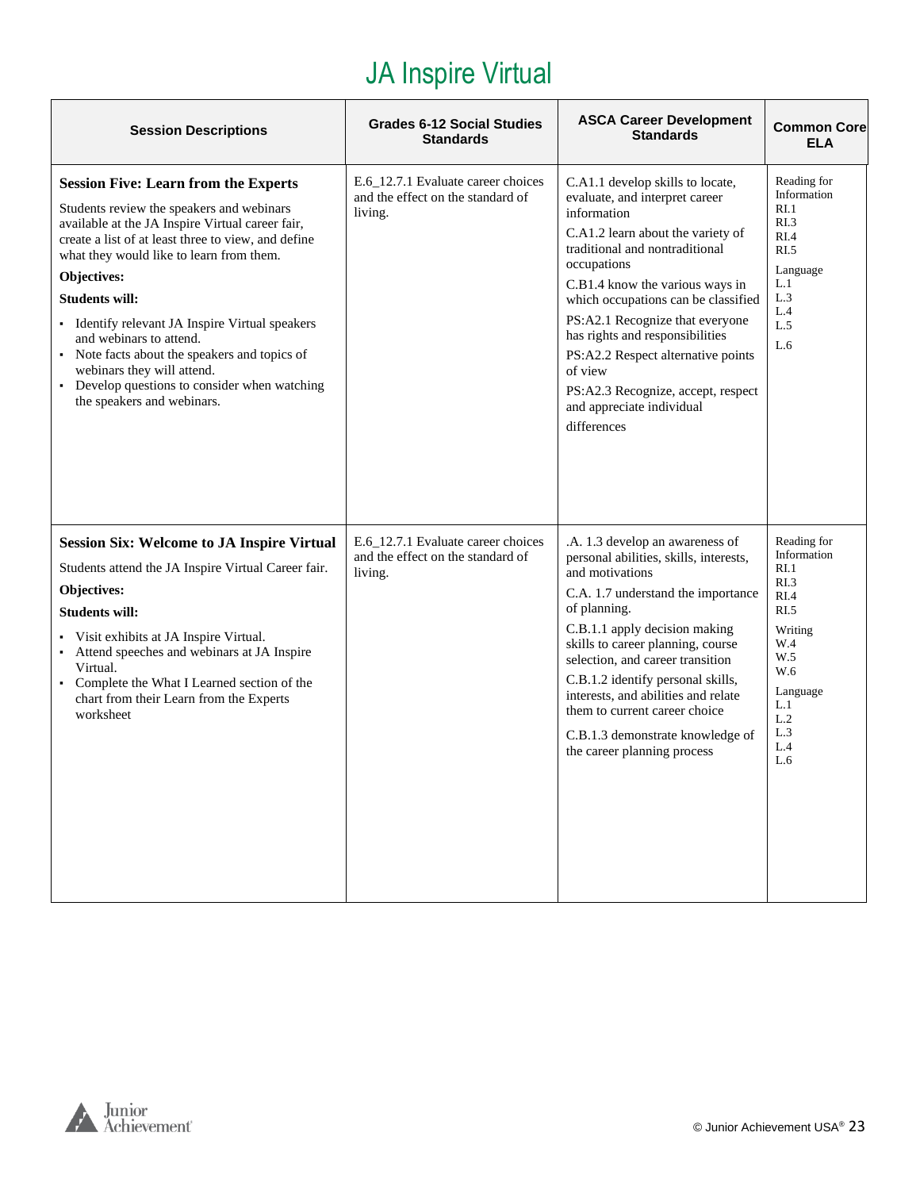# JA Inspire Virtual

| Session Descriptions | Grades 6-12 Social Studies Standards | ASCA Career Development Standards | Common Core ELA |
|---|---|---|---|
| **Session Five: Learn from the Experts**<br><br>Students review the speakers and webinars available at the JA Inspire Virtual career fair, create a list of at least three to view, and define what they would like to learn from them.<br><br>**Objectives:**<br><br>**Students will:**<br><br>▪ Identify relevant JA Inspire Virtual speakers and webinars to attend.<br>▪ Note facts about the speakers and topics of webinars they will attend.<br>▪ Develop questions to consider when watching the speakers and webinars. | E.6_12.7.1 Evaluate career choices and the effect on the standard of living. | C.A1.1 develop skills to locate, evaluate, and interpret career information<br><br>C.A1.2 learn about the variety of traditional and nontraditional occupations<br><br>C.B1.4 know the various ways in which occupations can be classified<br><br>PS:A2.1 Recognize that everyone has rights and responsibilities<br><br>PS:A2.2 Respect alternative points of view<br><br>PS:A2.3 Recognize, accept, respect and appreciate individual differences | Reading for Information<br>RI.1<br>RI.3<br>RI.4<br>RI.5<br><br>Language<br>L.1<br>L.3<br>L.4<br>L.5<br>L.6 |
| **Session Six: Welcome to JA Inspire Virtual**<br><br>Students attend the JA Inspire Virtual Career fair.<br><br>**Objectives:**<br><br>**Students will:**<br><br>▪ Visit exhibits at JA Inspire Virtual.<br>▪ Attend speeches and webinars at JA Inspire Virtual.<br>▪ Complete the What I Learned section of the chart from their Learn from the Experts worksheet | E.6_12.7.1 Evaluate career choices and the effect on the standard of living. | .A. 1.3 develop an awareness of personal abilities, skills, interests, and motivations<br><br>C.A. 1.7 understand the importance of planning.<br><br>C.B.1.1 apply decision making skills to career planning, course selection, and career transition<br><br>C.B.1.2 identify personal skills, interests, and abilities and relate them to current career choice<br><br>C.B.1.3 demonstrate knowledge of the career planning process | Reading for Information<br>RI.1<br>RI.3<br>RI.4<br>RI.5<br><br>Writing<br>W.4<br>W.5<br>W.6<br><br>Language<br>L.1<br>L.2<br>L.3<br>L.4<br>L.6 |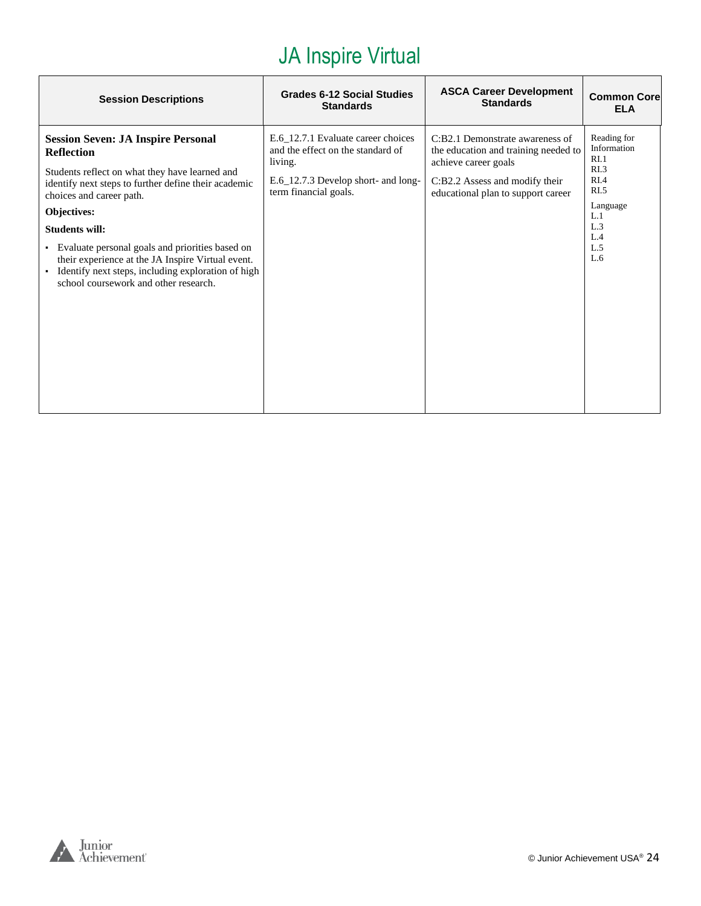# JA Inspire Virtual

| Session Descriptions | Grades 6-12 Social Studies Standards | ASCA Career Development Standards | Common Core ELA |
|---|---|---|---|
| **Session Seven: JA Inspire Personal Reflection**<br><br>Students reflect on what they have learned and identify next steps to further define their academic choices and career path.<br><br>**Objectives:**<br><br>**Students will:**<br><br>▪ Evaluate personal goals and priorities based on their experience at the JA Inspire Virtual event.<br>▪ Identify next steps, including exploration of high school coursework and other research. | E.6_12.7.1 Evaluate career choices and the effect on the standard of living.<br><br>E.6_12.7.3 Develop short- and long-term financial goals. | C:B2.1 Demonstrate awareness of the education and training needed to achieve career goals<br><br>C:B2.2 Assess and modify their educational plan to support career | Reading for Information<br>RI.1<br>RI.3<br>RI.4<br>RI.5<br><br>Language<br>L.1<br>L.3<br>L.4<br>L.5<br>L.6 |

© Junior Achievement USA®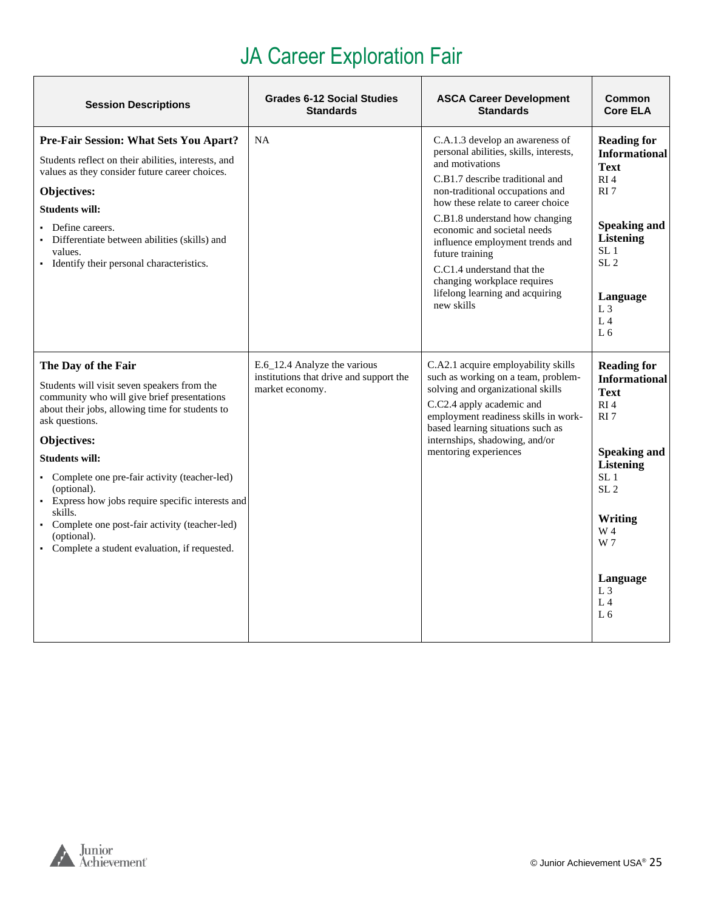# JA Career Exploration Fair

| Session Descriptions | Grades 6-12 Social Studies Standards | ASCA Career Development Standards | Common Core ELA |
|---|---|---|---|
| **Pre-Fair Session: What Sets You Apart?**<br>Students reflect on their abilities, interests, and values as they consider future career choices.<br>**Objectives:**<br>**Students will:**<br>▪ Define careers.<br>▪ Differentiate between abilities (skills) and values.<br>▪ Identify their personal characteristics. | NA | C.A.1.3 develop an awareness of personal abilities, skills, interests, and motivations<br>C.B1.7 describe traditional and non-traditional occupations and how these relate to career choice<br>C.B1.8 understand how changing economic and societal needs influence employment trends and future training<br>C.C1.4 understand that the changing workplace requires lifelong learning and acquiring new skills | **Reading for Informational Text**<br>RI 4<br>RI 7<br>**Speaking and Listening**<br>SL 1<br>SL 2<br>**Language**<br>L 3<br>L 4<br>L 6 |
| **The Day of the Fair**<br>Students will visit seven speakers from the community who will give brief presentations about their jobs, allowing time for students to ask questions.<br>**Objectives:**<br>**Students will:**<br>▪ Complete one pre-fair activity (teacher-led) (optional).<br>▪ Express how jobs require specific interests and skills.<br>▪ Complete one post-fair activity (teacher-led) (optional).<br>▪ Complete a student evaluation, if requested. | E.6_12.4 Analyze the various institutions that drive and support the market economy. | C.A2.1 acquire employability skills such as working on a team, problem-solving and organizational skills<br>C.C2.4 apply academic and employment readiness skills in work-based learning situations such as internships, shadowing, and/or mentoring experiences | **Reading for Informational Text**<br>RI 4<br>RI 7<br>**Speaking and Listening**<br>SL 1<br>SL 2<br>**Writing**<br>W 4<br>W 7<br>**Language**<br>L 3<br>L 4<br>L 6 |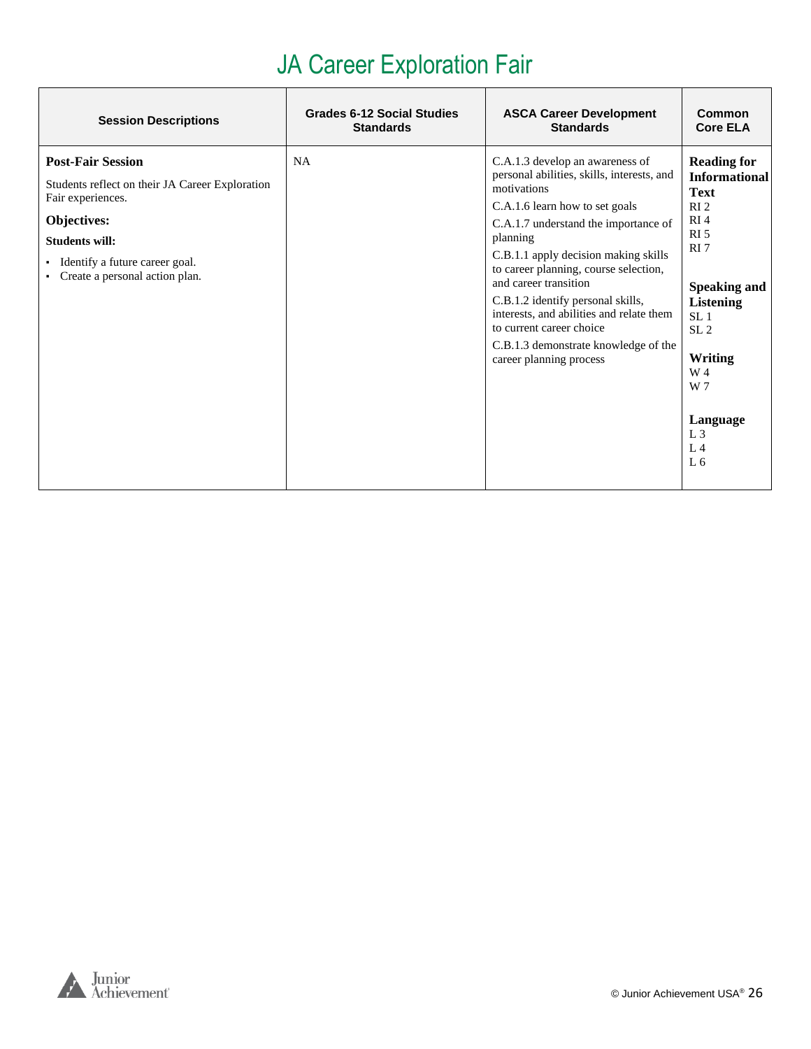# JA Career Exploration Fair

| Session Descriptions | Grades 6-12 Social Studies Standards | ASCA Career Development Standards | Common Core ELA |
|---|---|---|---|
| **Post-Fair Session**<br>Students reflect on their JA Career Exploration Fair experiences.<br>**Objectives:**<br>**Students will:**<br>▪ Identify a future career goal.<br>▪ Create a personal action plan. | NA | C.A.1.3 develop an awareness of personal abilities, skills, interests, and motivations<br>C.A.1.6 learn how to set goals<br>C.A.1.7 understand the importance of planning<br>C.B.1.1 apply decision making skills to career planning, course selection, and career transition<br>C.B.1.2 identify personal skills, interests, and abilities and relate them to current career choice<br>C.B.1.3 demonstrate knowledge of the career planning process | **Reading for Informational Text**<br>RI 2<br>RI 4<br>RI 5<br>RI 7<br>**Speaking and Listening**<br>SL 1<br>SL 2<br>**Writing**<br>W 4<br>W 7<br>**Language**<br>L 3<br>L 4<br>L 6 |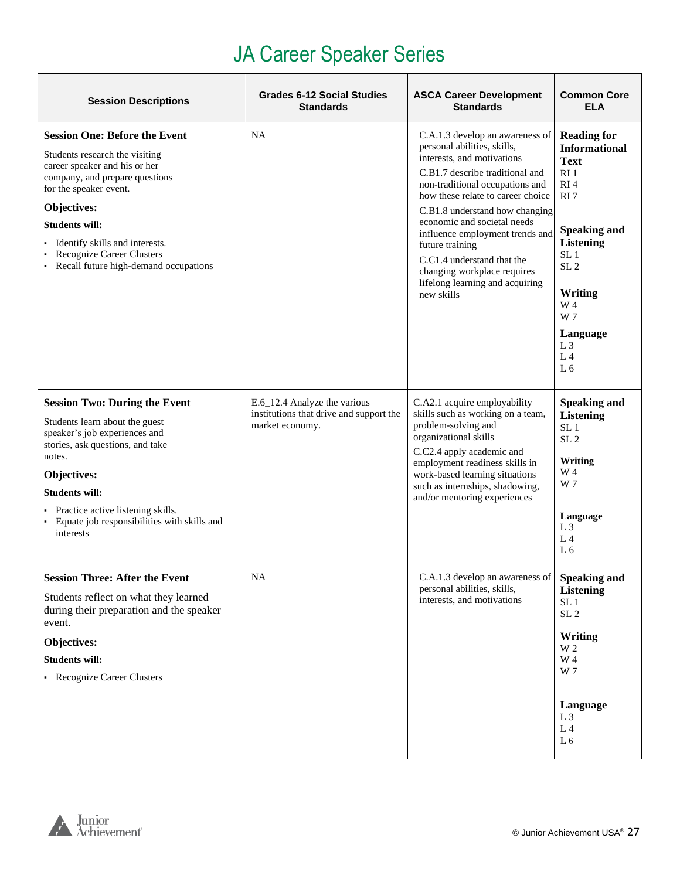# JA Career Speaker Series

| Session Descriptions | Grades 6-12 Social Studies Standards | ASCA Career Development Standards | Common Core ELA |
|---|---|---|---|
| **Session One: Before the Event**<br><br>Students research the visiting career speaker and his or her company, and prepare questions for the speaker event.<br><br>**Objectives:**<br><br>**Students will:**<br>▪ Identify skills and interests.<br>▪ Recognize Career Clusters<br>▪ Recall future high-demand occupations | NA | C.A.1.3 develop an awareness of personal abilities, skills, interests, and motivations<br><br>C.B1.7 describe traditional and non-traditional occupations and how these relate to career choice<br><br>C.B1.8 understand how changing economic and societal needs influence employment trends and future training<br><br>C.C1.4 understand that the changing workplace requires lifelong learning and acquiring new skills | **Reading for Informational Text**<br>RI 1<br>RI 4<br>RI 7<br><br>**Speaking and Listening**<br>SL 1<br>SL 2<br><br>**Writing**<br>W 4<br>W 7<br><br>**Language**<br>L 3<br>L 4<br>L 6 |
| **Session Two: During the Event**<br><br>Students learn about the guest speaker's job experiences and stories, ask questions, and take notes.<br><br>**Objectives:**<br><br>**Students will:**<br>▪ Practice active listening skills.<br>▪ Equate job responsibilities with skills and interests | E.6_12.4 Analyze the various institutions that drive and support the market economy. | C.A2.1 acquire employability skills such as working on a team, problem-solving and organizational skills<br><br>C.C2.4 apply academic and employment readiness skills in work-based learning situations such as internships, shadowing, and/or mentoring experiences | **Speaking and Listening**<br>SL 1<br>SL 2<br><br>**Writing**<br>W 4<br>W 7<br><br>**Language**<br>L 3<br>L 4<br>L 6 |
| **Session Three: After the Event**<br><br>Students reflect on what they learned during their preparation and the speaker event.<br><br>**Objectives:**<br><br>**Students will:**<br>▪ Recognize Career Clusters | NA | C.A.1.3 develop an awareness of personal abilities, skills, interests, and motivations | **Speaking and Listening**<br>SL 1<br>SL 2<br><br>**Writing**<br>W 2<br>W 4<br>W 7<br><br>**Language**<br>L 3<br>L 4<br>L 6 |

© Junior Achievement USA®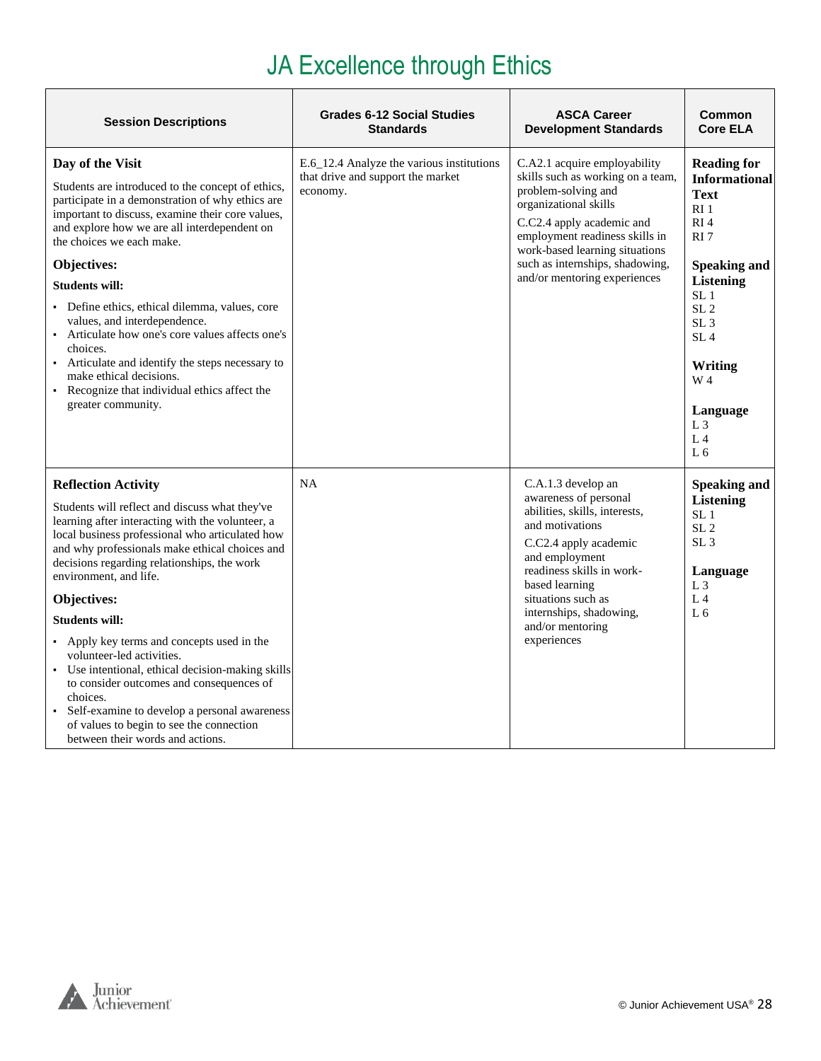# JA Excellence through Ethics

| Session Descriptions | Grades 6-12 Social Studies Standards | ASCA Career Development Standards | Common Core ELA |
|---|---|---|---|
| **Day of the Visit**<br><br>Students are introduced to the concept of ethics, participate in a demonstration of why ethics are important to discuss, examine their core values, and explore how we are all interdependent on the choices we each make.<br><br>**Objectives:**<br><br>**Students will:**<br>▪ Define ethics, ethical dilemma, values, core values, and interdependence.<br>▪ Articulate how one's core values affects one's choices.<br>▪ Articulate and identify the steps necessary to make ethical decisions.<br>▪ Recognize that individual ethics affect the greater community. | E.6_12.4 Analyze the various institutions that drive and support the market economy. | C.A2.1 acquire employability skills such as working on a team, problem-solving and organizational skills<br><br>C.C2.4 apply academic and employment readiness skills in work-based learning situations such as internships, shadowing, and/or mentoring experiences | **Reading for Informational Text**<br>RI 1<br>RI 4<br>RI 7<br><br>**Speaking and Listening**<br>SL 1<br>SL 2<br>SL 3<br>SL 4<br><br>**Writing**<br>W 4<br><br>**Language**<br>L 3<br>L 4<br>L 6 |
| **Reflection Activity**<br><br>Students will reflect and discuss what they've learning after interacting with the volunteer, a local business professional who articulated how and why professionals make ethical choices and decisions regarding relationships, the work environment, and life.<br><br>**Objectives:**<br><br>**Students will:**<br>▪ Apply key terms and concepts used in the volunteer-led activities.<br>▪ Use intentional, ethical decision-making skills to consider outcomes and consequences of choices.<br>▪ Self-examine to develop a personal awareness of values to begin to see the connection between their words and actions. | NA | C.A.1.3 develop an awareness of personal abilities, skills, interests, and motivations<br><br>C.C2.4 apply academic and employment readiness skills in work-based learning situations such as internships, shadowing, and/or mentoring experiences | **Speaking and Listening**<br>SL 1<br>SL 2<br>SL 3<br><br>**Language**<br>L 3<br>L 4<br>L 6 |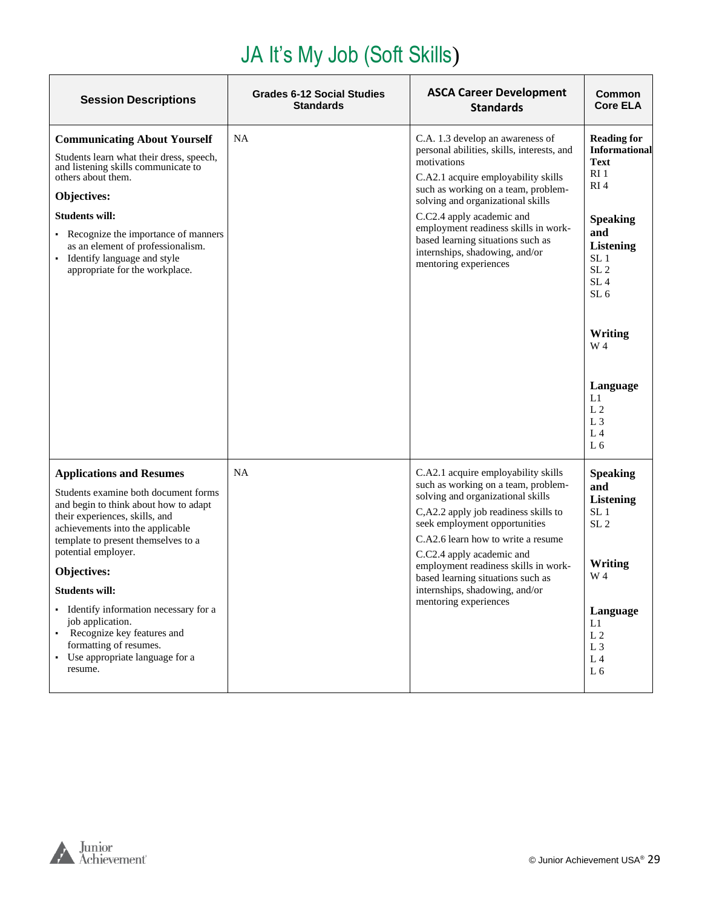# JA It's My Job (Soft Skills)

| Session Descriptions | Grades 6-12 Social Studies Standards | ASCA Career Development Standards | Common Core ELA |
|---|---|---|---|
| **Communicating About Yourself**<br>Students learn what their dress, speech, and listening skills communicate to others about them.<br>**Objectives:**<br>**Students will:**<br>• Recognize the importance of manners as an element of professionalism.<br>• Identify language and style appropriate for the workplace. | NA | C.A. 1.3 develop an awareness of personal abilities, skills, interests, and motivations<br>C.A2.1 acquire employability skills such as working on a team, problem-solving and organizational skills<br>C.C2.4 apply academic and employment readiness skills in work-based learning situations such as internships, shadowing, and/or mentoring experiences | **Reading for Informational Text**<br>RI 1<br>RI 4<br>**Speaking and Listening**<br>SL 1<br>SL 2<br>SL 4<br>SL 6<br>**Writing**<br>W 4<br>**Language**<br>L1<br>L 2<br>L 3<br>L 4<br>L 6 |
| **Applications and Resumes**<br>Students examine both document forms and begin to think about how to adapt their experiences, skills, and achievements into the applicable template to present themselves to a potential employer.<br>**Objectives:**<br>**Students will:**<br>• Identify information necessary for a job application.<br>• Recognize key features and formatting of resumes.<br>• Use appropriate language for a resume. | NA | C.A2.1 acquire employability skills such as working on a team, problem-solving and organizational skills<br>C,A2.2 apply job readiness skills to seek employment opportunities<br>C.A2.6 learn how to write a resume<br>C.C2.4 apply academic and employment readiness skills in work-based learning situations such as internships, shadowing, and/or mentoring experiences | **Speaking and Listening**<br>SL 1<br>SL 2<br>**Writing**<br>W 4<br>**Language**<br>L1<br>L 2<br>L 3<br>L 4<br>L 6 |

© Junior Achievement USA®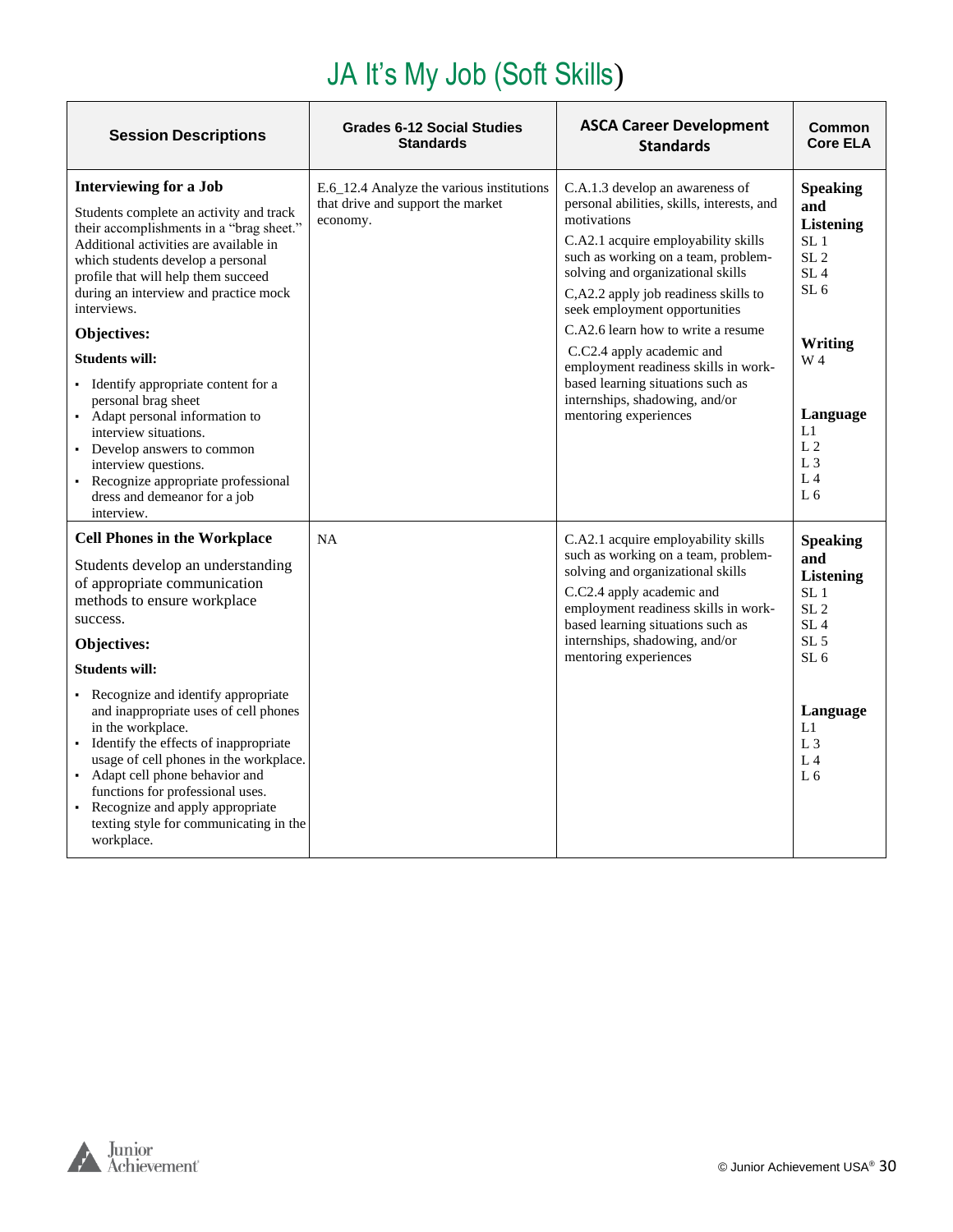# JA It's My Job (Soft Skills)

| Session Descriptions | Grades 6-12 Social Studies Standards | ASCA Career Development Standards | Common Core ELA |
|---|---|---|---|
| **Interviewing for a Job**<br><br>Students complete an activity and track their accomplishments in a "brag sheet." Additional activities are available in which students develop a personal profile that will help them succeed during an interview and practice mock interviews.<br><br>**Objectives:**<br><br>**Students will:**<br><br>▪ Identify appropriate content for a personal brag sheet<br>▪ Adapt personal information to interview situations.<br>▪ Develop answers to common interview questions.<br>▪ Recognize appropriate professional dress and demeanor for a job interview. | E.6_12.4 Analyze the various institutions that drive and support the market economy. | C.A.1.3 develop an awareness of personal abilities, skills, interests, and motivations<br><br>C.A2.1 acquire employability skills such as working on a team, problem-solving and organizational skills<br><br>C,A2.2 apply job readiness skills to seek employment opportunities<br><br>C.A2.6 learn how to write a resume<br><br>C.C2.4 apply academic and employment readiness skills in work-based learning situations such as internships, shadowing, and/or mentoring experiences | **Speaking and Listening**<br>SL 1<br>SL 2<br>SL 4<br>SL 6<br><br>**Writing**<br>W 4<br><br>**Language**<br>L1<br>L 2<br>L 3<br>L 4<br>L 6 |
| **Cell Phones in the Workplace**<br><br>Students develop an understanding of appropriate communication methods to ensure workplace success.<br><br>**Objectives:**<br><br>**Students will:**<br><br>▪ Recognize and identify appropriate and inappropriate uses of cell phones in the workplace.<br>▪ Identify the effects of inappropriate usage of cell phones in the workplace.<br>▪ Adapt cell phone behavior and functions for professional uses.<br>▪ Recognize and apply appropriate texting style for communicating in the workplace. | NA | C.A2.1 acquire employability skills such as working on a team, problem-solving and organizational skills<br><br>C.C2.4 apply academic and employment readiness skills in work-based learning situations such as internships, shadowing, and/or mentoring experiences | **Speaking and Listening**<br>SL 1<br>SL 2<br>SL 4<br>SL 5<br>SL 6<br><br>**Language**<br>L1<br>L 3<br>L 4<br>L 6 |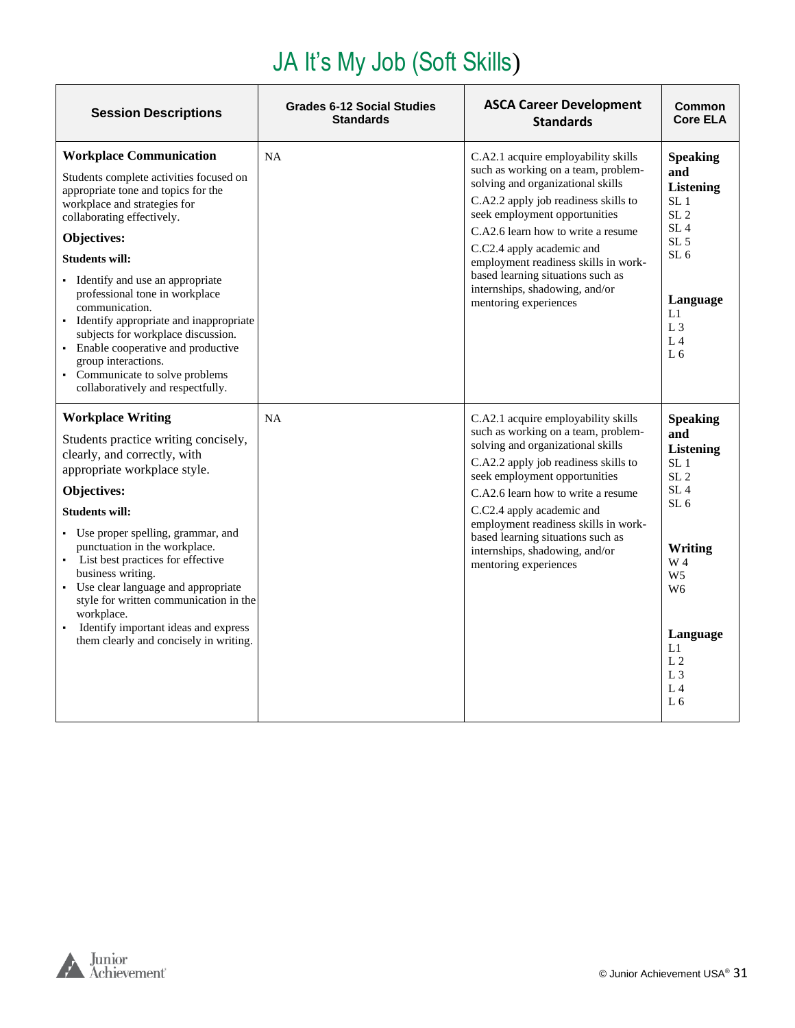# JA It's My Job (Soft Skills)

| Session Descriptions | Grades 6-12 Social Studies Standards | ASCA Career Development Standards | Common Core ELA |
|---|---|---|---|
| **Workplace Communication**<br><br>Students complete activities focused on appropriate tone and topics for the workplace and strategies for collaborating effectively.<br><br>**Objectives:**<br><br>**Students will:**<br><br>▪ Identify and use an appropriate professional tone in workplace communication.<br>▪ Identify appropriate and inappropriate subjects for workplace discussion.<br>▪ Enable cooperative and productive group interactions.<br>▪ Communicate to solve problems collaboratively and respectfully. | NA | C.A2.1 acquire employability skills such as working on a team, problem-solving and organizational skills<br><br>C.A2.2 apply job readiness skills to seek employment opportunities<br><br>C.A2.6 learn how to write a resume<br><br>C.C2.4 apply academic and employment readiness skills in work-based learning situations such as internships, shadowing, and/or mentoring experiences | **Speaking and Listening**<br>SL 1<br>SL 2<br>SL 4<br>SL 5<br>SL 6<br><br>**Language**<br>L1<br>L 3<br>L 4<br>L 6 |
| **Workplace Writing**<br><br>Students practice writing concisely, clearly, and correctly, with appropriate workplace style.<br><br>**Objectives:**<br><br>**Students will:**<br><br>▪ Use proper spelling, grammar, and punctuation in the workplace.<br>▪ List best practices for effective business writing.<br>▪ Use clear language and appropriate style for written communication in the workplace.<br>▪ Identify important ideas and express them clearly and concisely in writing. | NA | C.A2.1 acquire employability skills such as working on a team, problem-solving and organizational skills<br><br>C.A2.2 apply job readiness skills to seek employment opportunities<br><br>C.A2.6 learn how to write a resume<br><br>C.C2.4 apply academic and employment readiness skills in work-based learning situations such as internships, shadowing, and/or mentoring experiences | **Speaking and Listening**<br>SL 1<br>SL 2<br>SL 4<br>SL 6<br><br>**Writing**<br>W 4<br>W5<br>W6<br><br>**Language**<br>L1<br>L 2<br>L 3<br>L 4<br>L 6 |

© Junior Achievement USA®